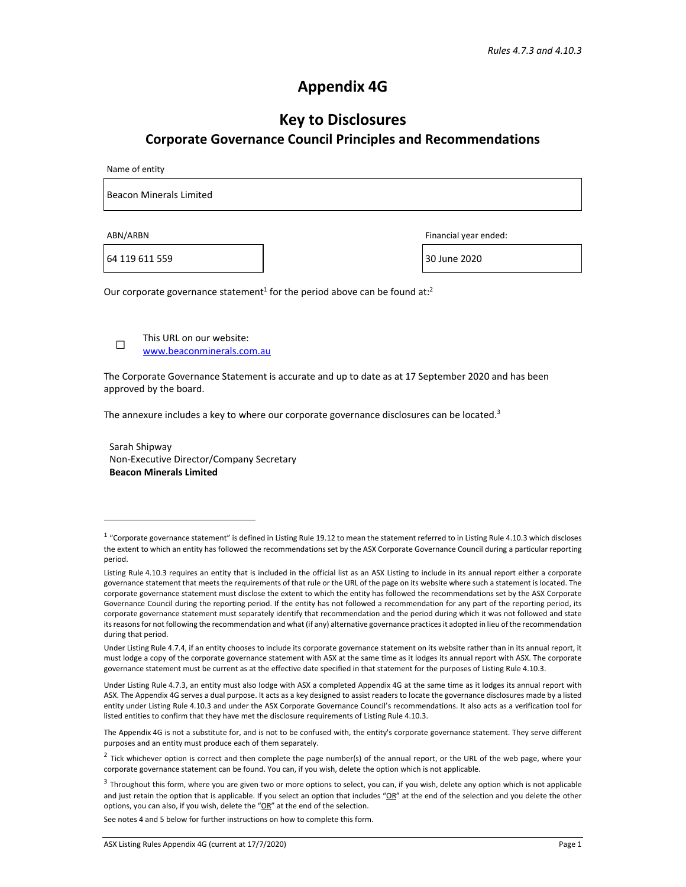*Rules 4.7.3 and 4.10.3*

# Appendix 4G

## Key to Disclosures

### Corporate Governance Council Principles and Recommendations

Name of entity

| |
|---|
| Beacon Minerals Limited |

| ABN/ARBN | Financial year ended: |
|---|---|
| 64 119 611 559 | 30 June 2020 |

Our corporate governance statement[1] for the period above can be found at:[2]

☐ This URL on our website: www.beaconminerals.com.au

The Corporate Governance Statement is accurate and up to date as at 17 September 2020 and has been approved by the board.

The annexure includes a key to where our corporate governance disclosures can be located.[3]

Sarah Shipway
Non-Executive Director/Company Secretary
**Beacon Minerals Limited**

---

[1] "Corporate governance statement" is defined in Listing Rule 19.12 to mean the statement referred to in Listing Rule 4.10.3 which discloses the extent to which an entity has followed the recommendations set by the ASX Corporate Governance Council during a particular reporting period.

Listing Rule 4.10.3 requires an entity that is included in the official list as an ASX Listing to include in its annual report either a corporate governance statement that meets the requirements of that rule or the URL of the page on its website where such a statement is located. The corporate governance statement must disclose the extent to which the entity has followed the recommendations set by the ASX Corporate Governance Council during the reporting period. If the entity has not followed a recommendation for any part of the reporting period, its corporate governance statement must separately identify that recommendation and the period during which it was not followed and state its reasons for not following the recommendation and what (if any) alternative governance practices it adopted in lieu of the recommendation during that period.

Under Listing Rule 4.7.4, if an entity chooses to include its corporate governance statement on its website rather than in its annual report, it must lodge a copy of the corporate governance statement with ASX at the same time as it lodges its annual report with ASX. The corporate governance statement must be current as at the effective date specified in that statement for the purposes of Listing Rule 4.10.3.

Under Listing Rule 4.7.3, an entity must also lodge with ASX a completed Appendix 4G at the same time as it lodges its annual report with ASX. The Appendix 4G serves a dual purpose. It acts as a key designed to assist readers to locate the governance disclosures made by a listed entity under Listing Rule 4.10.3 and under the ASX Corporate Governance Council's recommendations. It also acts as a verification tool for listed entities to confirm that they have met the disclosure requirements of Listing Rule 4.10.3.

The Appendix 4G is not a substitute for, and is not to be confused with, the entity's corporate governance statement. They serve different purposes and an entity must produce each of them separately.

[2] Tick whichever option is correct and then complete the page number(s) of the annual report, or the URL of the web page, where your corporate governance statement can be found. You can, if you wish, delete the option which is not applicable.

[3] Throughout this form, where you are given two or more options to select, you can, if you wish, delete any option which is not applicable and just retain the option that is applicable. If you select an option that includes "OR" at the end of the selection and you delete the other options, you can also, if you wish, delete the "OR" at the end of the selection.

See notes 4 and 5 below for further instructions on how to complete this form.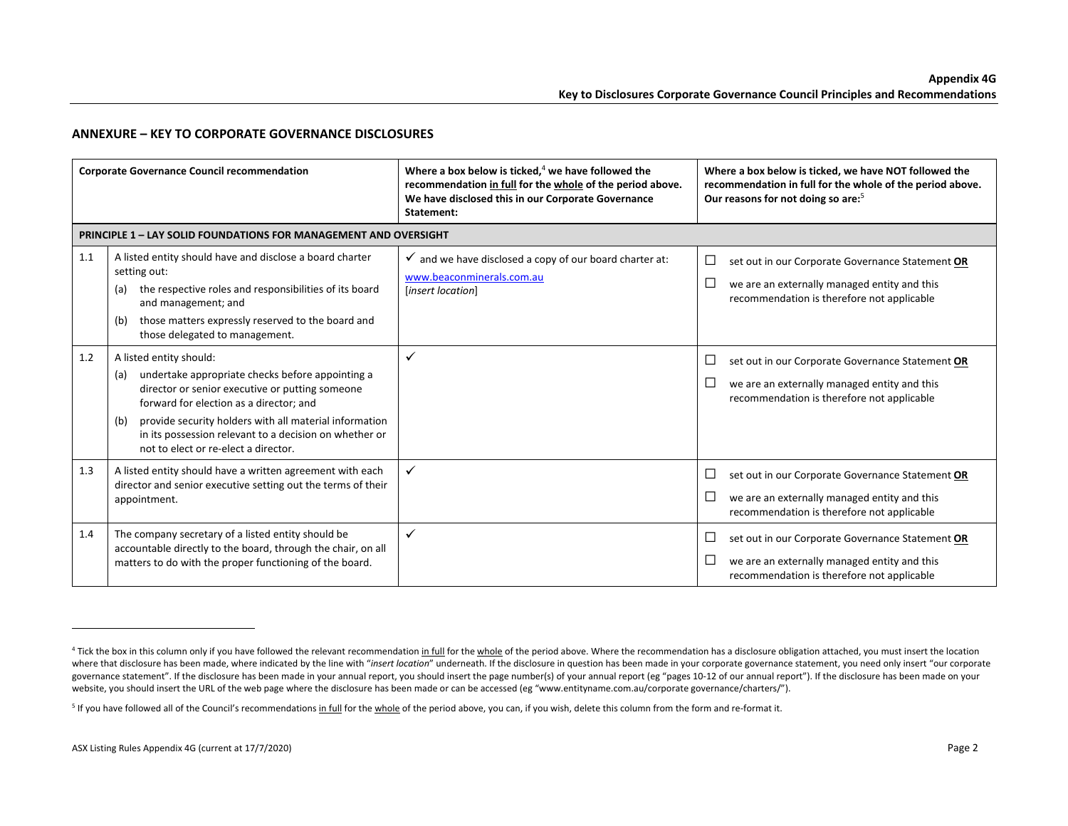## ANNEXURE – KEY TO CORPORATE GOVERNANCE DISCLOSURES

| Corporate Governance Council recommendation | | Where a box below is ticked,[4] we have followed the recommendation in full for the whole of the period above. We have disclosed this in our Corporate Governance Statement: | Where a box below is ticked, we have NOT followed the recommendation in full for the whole of the period above. Our reasons for not doing so are:[5] |
|---|---|---|---|
| **PRINCIPLE 1 – LAY SOLID FOUNDATIONS FOR MANAGEMENT AND OVERSIGHT** | | | |
| 1.1 | A listed entity should have and disclose a board charter setting out: (a) the respective roles and responsibilities of its board and management; and (b) those matters expressly reserved to the board and those delegated to management. | ✓ and we have disclosed a copy of our board charter at: www.beaconminerals.com.au [*insert location*] | ☐ set out in our Corporate Governance Statement **OR** ☐ we are an externally managed entity and this recommendation is therefore not applicable |
| 1.2 | A listed entity should: (a) undertake appropriate checks before appointing a director or senior executive or putting someone forward for election as a director; and (b) provide security holders with all material information in its possession relevant to a decision on whether or not to elect or re-elect a director. | ✓ | ☐ set out in our Corporate Governance Statement **OR** ☐ we are an externally managed entity and this recommendation is therefore not applicable |
| 1.3 | A listed entity should have a written agreement with each director and senior executive setting out the terms of their appointment. | ✓ | ☐ set out in our Corporate Governance Statement **OR** ☐ we are an externally managed entity and this recommendation is therefore not applicable |
| 1.4 | The company secretary of a listed entity should be accountable directly to the board, through the chair, on all matters to do with the proper functioning of the board. | ✓ | ☐ set out in our Corporate Governance Statement **OR** ☐ we are an externally managed entity and this recommendation is therefore not applicable |

[4] Tick the box in this column only if you have followed the relevant recommendation in full for the whole of the period above. Where the recommendation has a disclosure obligation attached, you must insert the location where that disclosure has been made, where indicated by the line with "*insert location*" underneath. If the disclosure in question has been made in your corporate governance statement, you need only insert "our corporate governance statement". If the disclosure has been made in your annual report, you should insert the page number(s) of your annual report (eg "pages 10-12 of our annual report"). If the disclosure has been made on your website, you should insert the URL of the web page where the disclosure has been made or can be accessed (eg "www.entityname.com.au/corporate governance/charters/").

[5] If you have followed all of the Council's recommendations in full for the whole of the period above, you can, if you wish, delete this column from the form and re-format it.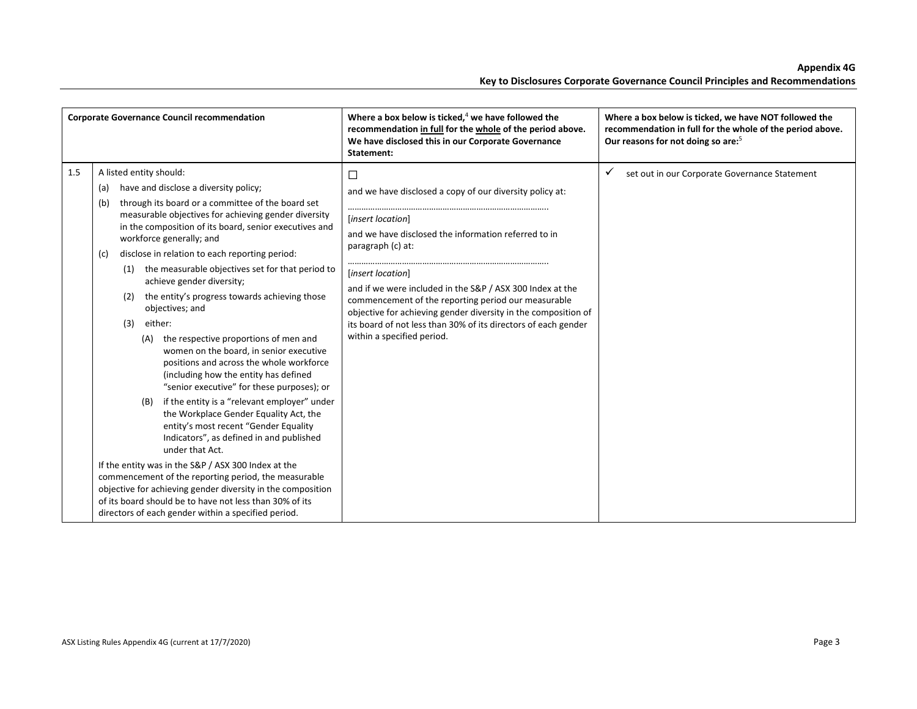| | Corporate Governance Council recommendation | Where a box below is ticked,[4] we have followed the recommendation **in full** for the **whole** of the period above. We have disclosed this in our Corporate Governance Statement: | Where a box below is ticked, we have NOT followed the recommendation in full for the whole of the period above. Our reasons for not doing so are:[5] |
|---|---|---|---|
| 1.5 | A listed entity should:<br>(a) have and disclose a diversity policy;<br>(b) through its board or a committee of the board set measurable objectives for achieving gender diversity in the composition of its board, senior executives and workforce generally; and<br>(c) disclose in relation to each reporting period:<br>(1) the measurable objectives set for that period to achieve gender diversity;<br>(2) the entity's progress towards achieving those objectives; and<br>(3) either:<br>(A) the respective proportions of men and women on the board, in senior executive positions and across the whole workforce (including how the entity has defined "senior executive" for these purposes); or<br>(B) if the entity is a "relevant employer" under the Workplace Gender Equality Act, the entity's most recent "Gender Equality Indicators", as defined in and published under that Act.<br>If the entity was in the S&P / ASX 300 Index at the commencement of the reporting period, the measurable objective for achieving gender diversity in the composition of its board should be to have not less than 30% of its directors of each gender within a specified period. | ☐<br>and we have disclosed a copy of our diversity policy at:<br>……………………………………………………………………<br>*[insert location]*<br>and we have disclosed the information referred to in paragraph (c) at:<br>……………………………………………………………………<br>*[insert location]*<br>and if we were included in the S&P / ASX 300 Index at the commencement of the reporting period our measurable objective for achieving gender diversity in the composition of its board of not less than 30% of its directors of each gender within a specified period. | ✓ set out in our Corporate Governance Statement |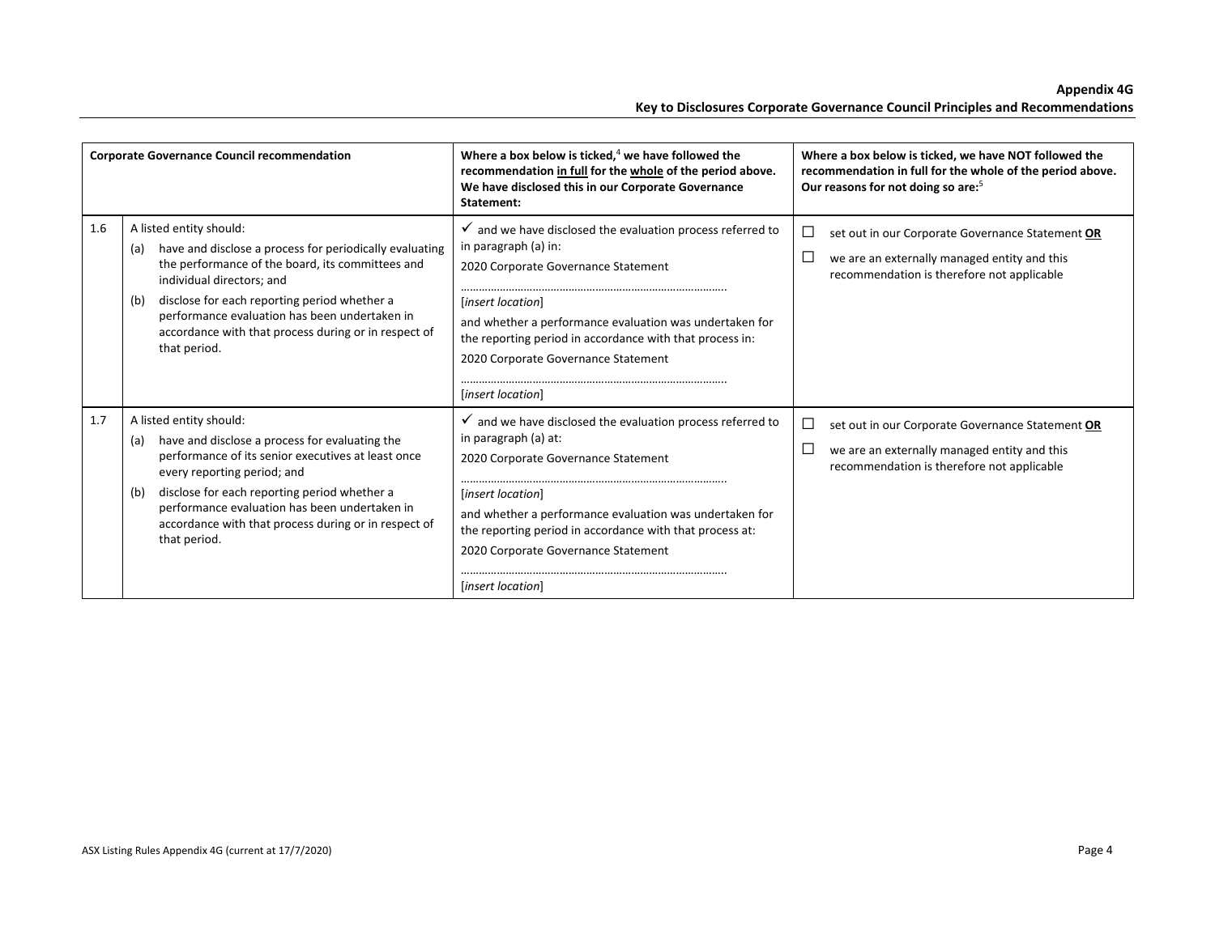| | Corporate Governance Council recommendation | Where a box below is ticked,[4] we have followed the recommendation in full for the whole of the period above. We have disclosed this in our Corporate Governance Statement: | Where a box below is ticked, we have NOT followed the recommendation in full for the whole of the period above. Our reasons for not doing so are:[5] |
|---|---|---|---|
| 1.6 | A listed entity should:<br>(a) have and disclose a process for periodically evaluating the performance of the board, its committees and individual directors; and<br>(b) disclose for each reporting period whether a performance evaluation has been undertaken in accordance with that process during or in respect of that period. | ✓ and we have disclosed the evaluation process referred to in paragraph (a) in:<br>2020 Corporate Governance Statement<br>…………………………………………………………………………..<br>[insert location]<br>and whether a performance evaluation was undertaken for the reporting period in accordance with that process in:<br>2020 Corporate Governance Statement<br>…………………………………………………………………………..<br>[insert location] | ☐ set out in our Corporate Governance Statement **OR**<br>☐ we are an externally managed entity and this recommendation is therefore not applicable |
| 1.7 | A listed entity should:<br>(a) have and disclose a process for evaluating the performance of its senior executives at least once every reporting period; and<br>(b) disclose for each reporting period whether a performance evaluation has been undertaken in accordance with that process during or in respect of that period. | ✓ and we have disclosed the evaluation process referred to in paragraph (a) at:<br>2020 Corporate Governance Statement<br>…………………………………………………………………………..<br>[insert location]<br>and whether a performance evaluation was undertaken for the reporting period in accordance with that process at:<br>2020 Corporate Governance Statement<br>…………………………………………………………………………..<br>[insert location] | ☐ set out in our Corporate Governance Statement **OR**<br>☐ we are an externally managed entity and this recommendation is therefore not applicable |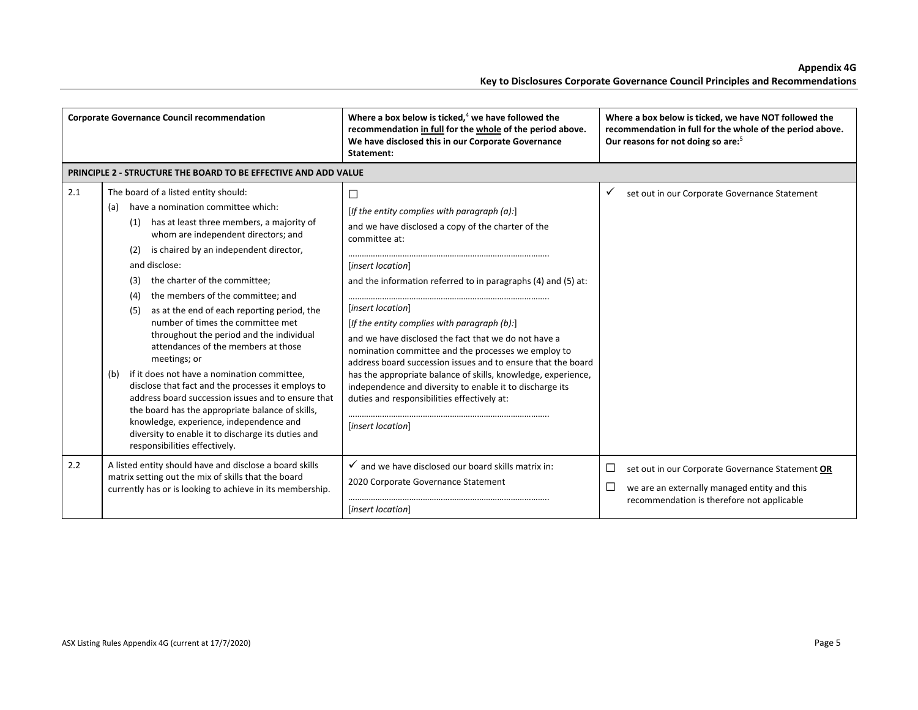| Corporate Governance Council recommendation | | Where a box below is ticked,[4] we have followed the recommendation in full for the whole of the period above. We have disclosed this in our Corporate Governance Statement: | Where a box below is ticked, we have NOT followed the recommendation in full for the whole of the period above. Our reasons for not doing so are:[5] |
|---|---|---|---|
| **PRINCIPLE 2 - STRUCTURE THE BOARD TO BE EFFECTIVE AND ADD VALUE** | | | |
| 2.1 | The board of a listed entity should:<br>(a) have a nomination committee which:<br>(1) has at least three members, a majority of whom are independent directors; and<br>(2) is chaired by an independent director,<br>and disclose:<br>(3) the charter of the committee;<br>(4) the members of the committee; and<br>(5) as at the end of each reporting period, the number of times the committee met throughout the period and the individual attendances of the members at those meetings; or<br>(b) if it does not have a nomination committee, disclose that fact and the processes it employs to address board succession issues and to ensure that the board has the appropriate balance of skills, knowledge, experience, independence and diversity to enable it to discharge its duties and responsibilities effectively. | ☐<br>[*If the entity complies with paragraph (a):*]<br>and we have disclosed a copy of the charter of the committee at:<br>……………………………………………………………………………<br>[*insert location*]<br>and the information referred to in paragraphs (4) and (5) at:<br>……………………………………………………………………………<br>[*insert location*]<br>[*If the entity complies with paragraph (b):*]<br>and we have disclosed the fact that we do not have a nomination committee and the processes we employ to address board succession issues and to ensure that the board has the appropriate balance of skills, knowledge, experience, independence and diversity to enable it to discharge its duties and responsibilities effectively at:<br>……………………………………………………………………………<br>[*insert location*] | ✓ set out in our Corporate Governance Statement |
| 2.2 | A listed entity should have and disclose a board skills matrix setting out the mix of skills that the board currently has or is looking to achieve in its membership. | ✓ and we have disclosed our board skills matrix in:<br>2020 Corporate Governance Statement<br>……………………………………………………………………………<br>[*insert location*] | ☐ set out in our Corporate Governance Statement **OR**<br>☐ we are an externally managed entity and this recommendation is therefore not applicable |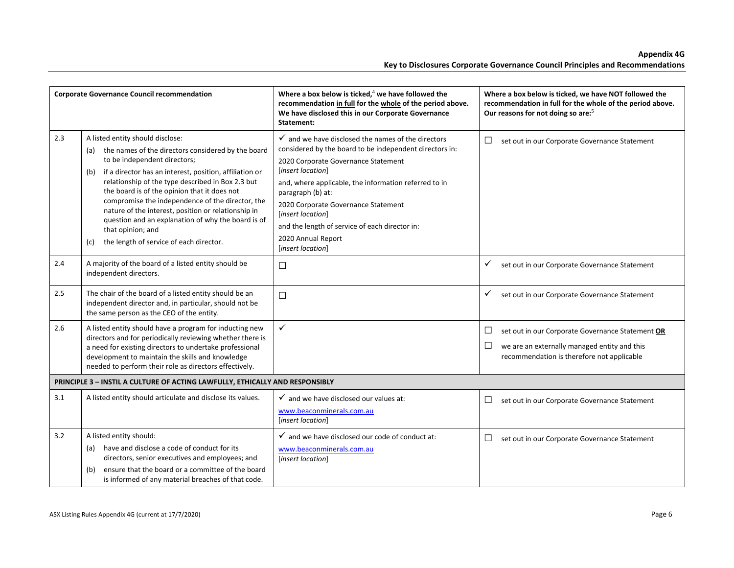| Corporate Governance Council recommendation | | Where a box below is ticked,[4] we have followed the recommendation in full for the whole of the period above. We have disclosed this in our Corporate Governance Statement: | Where a box below is ticked, we have NOT followed the recommendation in full for the whole of the period above. Our reasons for not doing so are:[5] |
|---|---|---|---|
| 2.3 | A listed entity should disclose:<br>(a) the names of the directors considered by the board to be independent directors;<br>(b) if a director has an interest, position, affiliation or relationship of the type described in Box 2.3 but the board is of the opinion that it does not compromise the independence of the director, the nature of the interest, position or relationship in question and an explanation of why the board is of that opinion; and<br>(c) the length of service of each director. | ✓ and we have disclosed the names of the directors considered by the board to be independent directors in:<br>2020 Corporate Governance Statement<br>[*insert location*]<br>and, where applicable, the information referred to in paragraph (b) at:<br>2020 Corporate Governance Statement<br>[*insert location*]<br>and the length of service of each director in:<br>2020 Annual Report<br>[*insert location*] | ☐ set out in our Corporate Governance Statement |
| 2.4 | A majority of the board of a listed entity should be independent directors. | ☐ | ✓ set out in our Corporate Governance Statement |
| 2.5 | The chair of the board of a listed entity should be an independent director and, in particular, should not be the same person as the CEO of the entity. | ☐ | ✓ set out in our Corporate Governance Statement |
| 2.6 | A listed entity should have a program for inducting new directors and for periodically reviewing whether there is a need for existing directors to undertake professional development to maintain the skills and knowledge needed to perform their role as directors effectively. | ✓ | ☐ set out in our Corporate Governance Statement **OR**<br>☐ we are an externally managed entity and this recommendation is therefore not applicable |
| **PRINCIPLE 3 – INSTIL A CULTURE OF ACTING LAWFULLY, ETHICALLY AND RESPONSIBLY** | | | |
| 3.1 | A listed entity should articulate and disclose its values. | ✓ and we have disclosed our values at:<br>www.beaconminerals.com.au<br>[*insert location*] | ☐ set out in our Corporate Governance Statement |
| 3.2 | A listed entity should:<br>(a) have and disclose a code of conduct for its directors, senior executives and employees; and<br>(b) ensure that the board or a committee of the board is informed of any material breaches of that code. | ✓ and we have disclosed our code of conduct at:<br>www.beaconminerals.com.au<br>[*insert location*] | ☐ set out in our Corporate Governance Statement |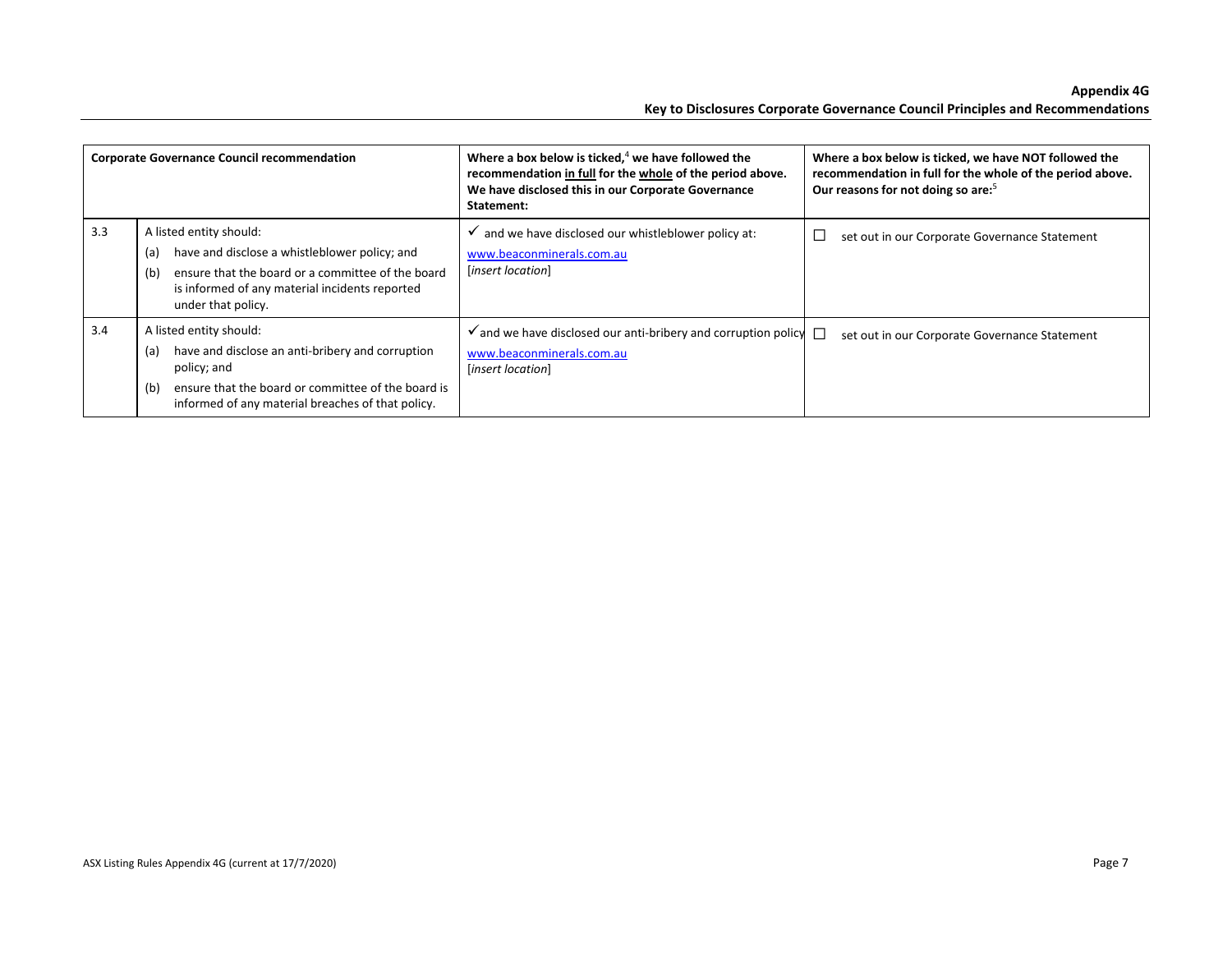| Corporate Governance Council recommendation | | Where a box below is ticked,[4] we have followed the recommendation in full for the whole of the period above. We have disclosed this in our Corporate Governance Statement: | Where a box below is ticked, we have NOT followed the recommendation in full for the whole of the period above. Our reasons for not doing so are:[5] |
|---|---|---|---|
| 3.3 | A listed entity should:<br>(a) have and disclose a whistleblower policy; and<br>(b) ensure that the board or a committee of the board is informed of any material incidents reported under that policy. | ✓ and we have disclosed our whistleblower policy at:<br>www.beaconminerals.com.au<br>[*insert location*] | ☐ set out in our Corporate Governance Statement |
| 3.4 | A listed entity should:<br>(a) have and disclose an anti-bribery and corruption policy; and<br>(b) ensure that the board or committee of the board is informed of any material breaches of that policy. | ✓ and we have disclosed our anti-bribery and corruption policy<br>www.beaconminerals.com.au<br>[*insert location*] | ☐ set out in our Corporate Governance Statement |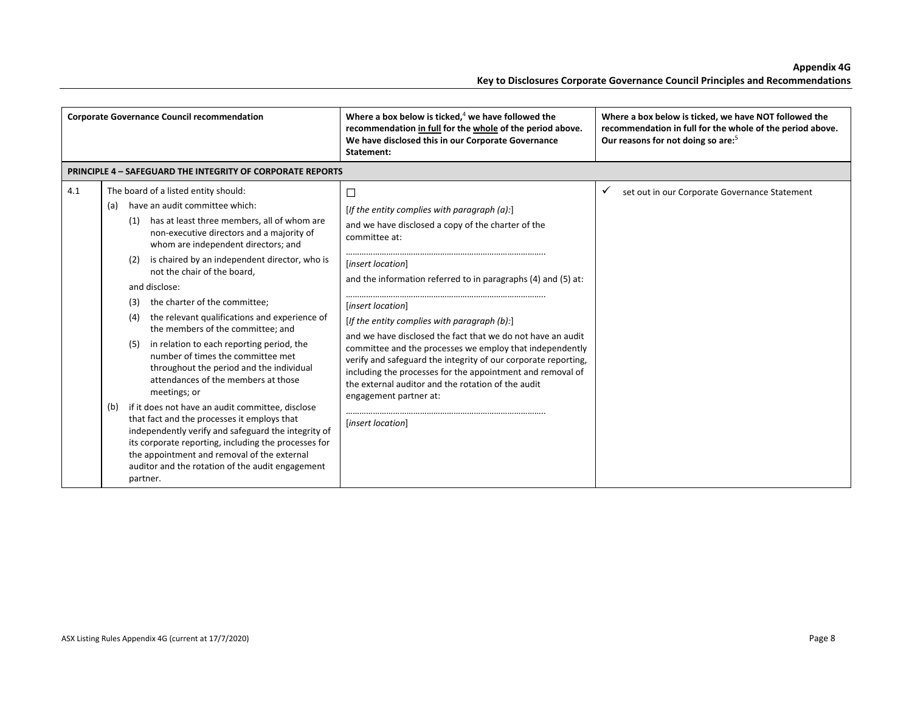| Corporate Governance Council recommendation | | Where a box below is ticked,[4] we have followed the recommendation in full for the whole of the period above. We have disclosed this in our Corporate Governance Statement: | Where a box below is ticked, we have NOT followed the recommendation in full for the whole of the period above. Our reasons for not doing so are:[5] |
|---|---|---|---|
| **PRINCIPLE 4 – SAFEGUARD THE INTEGRITY OF CORPORATE REPORTS** | | | |
| 4.1 | The board of a listed entity should:<br>(a) have an audit committee which:<br>(1) has at least three members, all of whom are non-executive directors and a majority of whom are independent directors; and<br>(2) is chaired by an independent director, who is not the chair of the board,<br>and disclose:<br>(3) the charter of the committee;<br>(4) the relevant qualifications and experience of the members of the committee; and<br>(5) in relation to each reporting period, the number of times the committee met throughout the period and the individual attendances of the members at those meetings; or<br>(b) if it does not have an audit committee, disclose that fact and the processes it employs that independently verify and safeguard the integrity of its corporate reporting, including the processes for the appointment and removal of the external auditor and the rotation of the audit engagement partner. | ☐<br>[*If the entity complies with paragraph (a):*]<br>and we have disclosed a copy of the charter of the committee at:<br>……………………………………………………………………………<br>[*insert location*]<br>and the information referred to in paragraphs (4) and (5) at:<br>……………………………………………………………………………<br>[*insert location*]<br>[*If the entity complies with paragraph (b):*]<br>and we have disclosed the fact that we do not have an audit committee and the processes we employ that independently verify and safeguard the integrity of our corporate reporting, including the processes for the appointment and removal of the external auditor and the rotation of the audit engagement partner at:<br>……………………………………………………………………………<br>[*insert location*] | ✓ set out in our Corporate Governance Statement |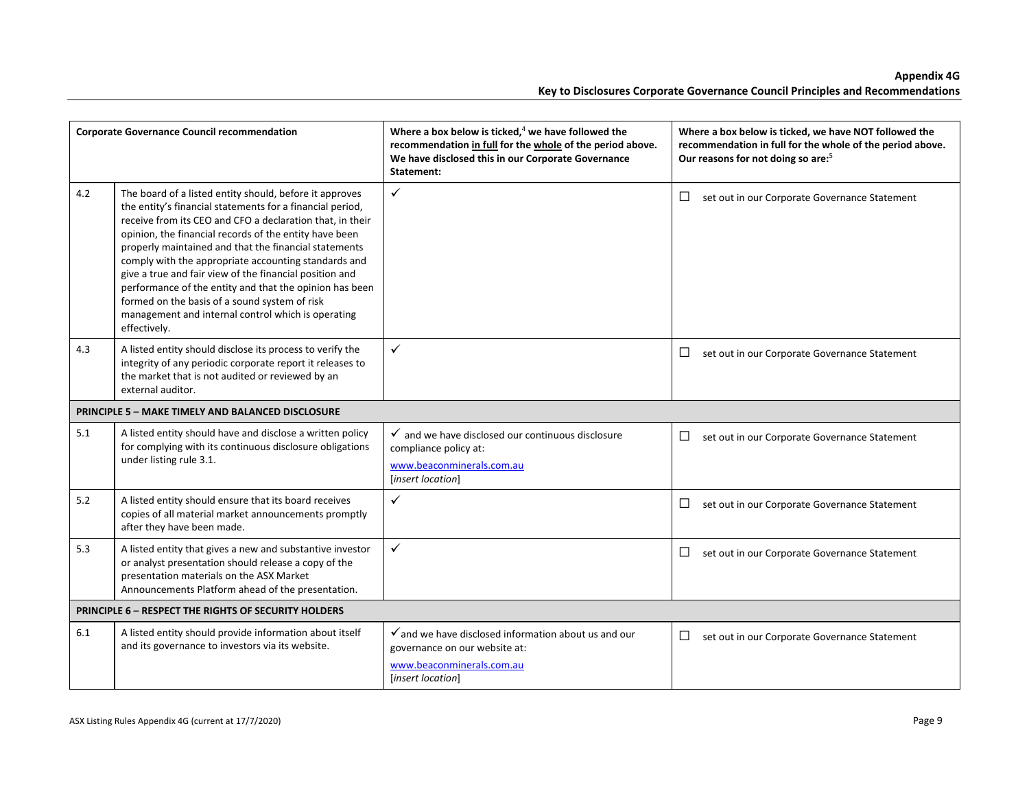| Corporate Governance Council recommendation | | Where a box below is ticked,[4] we have followed the recommendation **in full** for the **whole** of the period above. We have disclosed this in our Corporate Governance Statement: | Where a box below is ticked, we have NOT followed the recommendation in full for the whole of the period above. Our reasons for not doing so are:[5] |
|---|---|---|---|
| 4.2 | The board of a listed entity should, before it approves the entity's financial statements for a financial period, receive from its CEO and CFO a declaration that, in their opinion, the financial records of the entity have been properly maintained and that the financial statements comply with the appropriate accounting standards and give a true and fair view of the financial position and performance of the entity and that the opinion has been formed on the basis of a sound system of risk management and internal control which is operating effectively. | ✓ | ☐ set out in our Corporate Governance Statement |
| 4.3 | A listed entity should disclose its process to verify the integrity of any periodic corporate report it releases to the market that is not audited or reviewed by an external auditor. | ✓ | ☐ set out in our Corporate Governance Statement |
| **PRINCIPLE 5 – MAKE TIMELY AND BALANCED DISCLOSURE** | | | |
| 5.1 | A listed entity should have and disclose a written policy for complying with its continuous disclosure obligations under listing rule 3.1. | ✓ and we have disclosed our continuous disclosure compliance policy at: www.beaconminerals.com.au [*insert location*] | ☐ set out in our Corporate Governance Statement |
| 5.2 | A listed entity should ensure that its board receives copies of all material market announcements promptly after they have been made. | ✓ | ☐ set out in our Corporate Governance Statement |
| 5.3 | A listed entity that gives a new and substantive investor or analyst presentation should release a copy of the presentation materials on the ASX Market Announcements Platform ahead of the presentation. | ✓ | ☐ set out in our Corporate Governance Statement |
| **PRINCIPLE 6 – RESPECT THE RIGHTS OF SECURITY HOLDERS** | | | |
| 6.1 | A listed entity should provide information about itself and its governance to investors via its website. | ✓ and we have disclosed information about us and our governance on our website at: www.beaconminerals.com.au [*insert location*] | ☐ set out in our Corporate Governance Statement |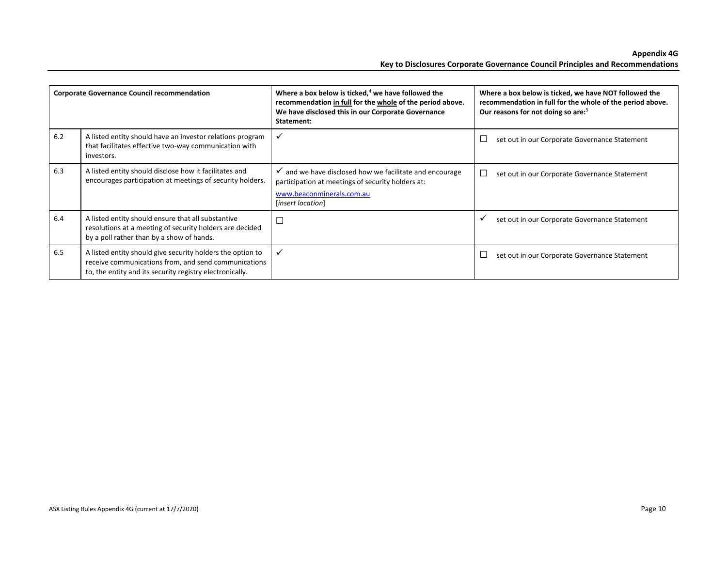| Corporate Governance Council recommendation | | Where a box below is ticked,[4] we have followed the recommendation in full for the whole of the period above. We have disclosed this in our Corporate Governance Statement: | Where a box below is ticked, we have NOT followed the recommendation in full for the whole of the period above. Our reasons for not doing so are:[5] |
|---|---|---|---|
| 6.2 | A listed entity should have an investor relations program that facilitates effective two-way communication with investors. | ✓ | ☐ set out in our Corporate Governance Statement |
| 6.3 | A listed entity should disclose how it facilitates and encourages participation at meetings of security holders. | ✓ and we have disclosed how we facilitate and encourage participation at meetings of security holders at: www.beaconminerals.com.au [*insert location*] | ☐ set out in our Corporate Governance Statement |
| 6.4 | A listed entity should ensure that all substantive resolutions at a meeting of security holders are decided by a poll rather than by a show of hands. | ☐ | ✓ set out in our Corporate Governance Statement |
| 6.5 | A listed entity should give security holders the option to receive communications from, and send communications to, the entity and its security registry electronically. | ✓ | ☐ set out in our Corporate Governance Statement |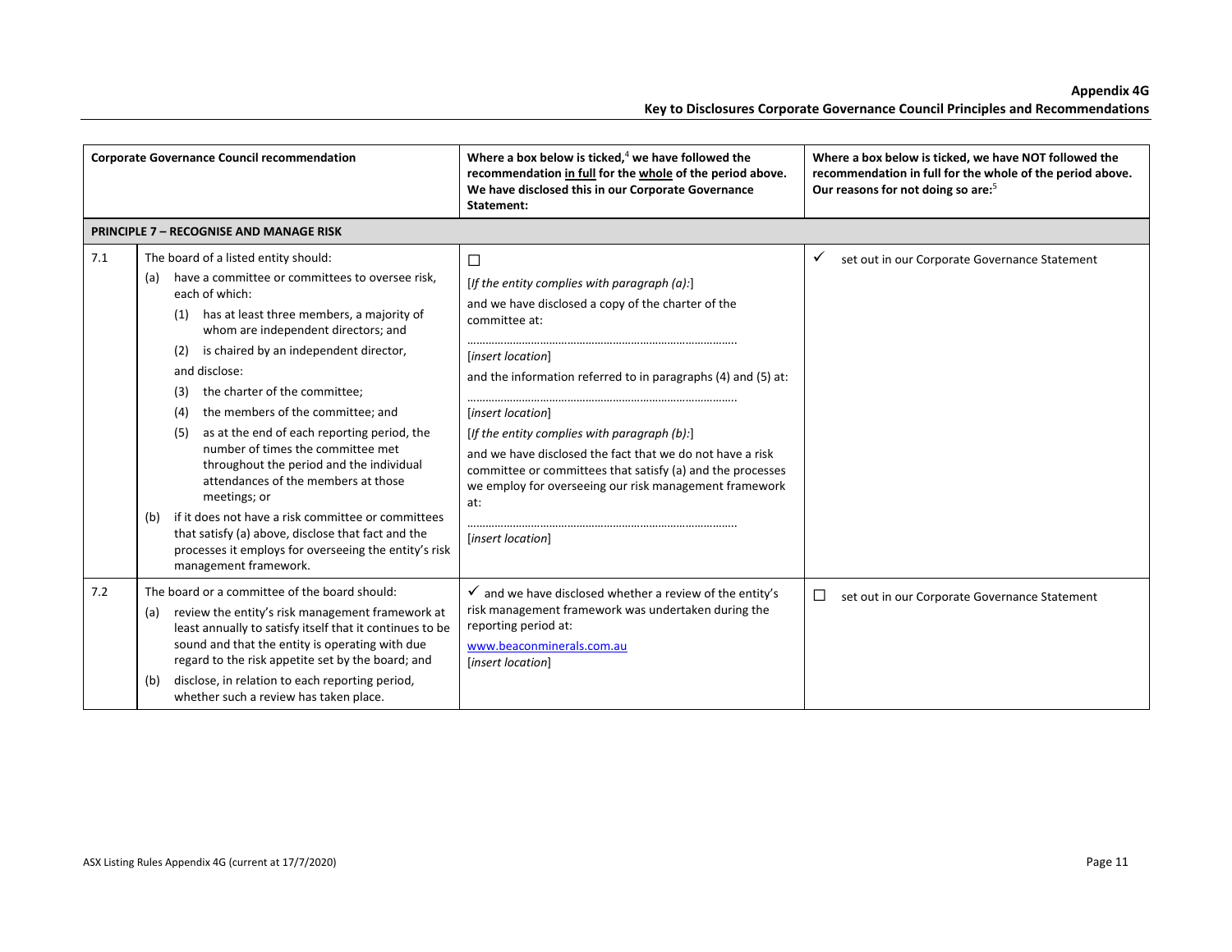| Corporate Governance Council recommendation | | Where a box below is ticked,[4] we have followed the recommendation in full for the whole of the period above. We have disclosed this in our Corporate Governance Statement: | Where a box below is ticked, we have NOT followed the recommendation in full for the whole of the period above. Our reasons for not doing so are:[5] |
|---|---|---|---|
| **PRINCIPLE 7 – RECOGNISE AND MANAGE RISK** | | | |
| 7.1 | The board of a listed entity should:<br>(a) have a committee or committees to oversee risk, each of which:<br>(1) has at least three members, a majority of whom are independent directors; and<br>(2) is chaired by an independent director,<br>and disclose:<br>(3) the charter of the committee;<br>(4) the members of the committee; and<br>(5) as at the end of each reporting period, the number of times the committee met throughout the period and the individual attendances of the members at those meetings; or<br>(b) if it does not have a risk committee or committees that satisfy (a) above, disclose that fact and the processes it employs for overseeing the entity's risk management framework. | ☐<br>[*If the entity complies with paragraph (a):*]<br>and we have disclosed a copy of the charter of the committee at:<br>……………………………………………………………………<br>[*insert location*]<br>and the information referred to in paragraphs (4) and (5) at:<br>……………………………………………………………………<br>[*insert location*]<br>[*If the entity complies with paragraph (b):*]<br>and we have disclosed the fact that we do not have a risk committee or committees that satisfy (a) and the processes we employ for overseeing our risk management framework at:<br>……………………………………………………………………<br>[*insert location*] | ✓ set out in our Corporate Governance Statement |
| 7.2 | The board or a committee of the board should:<br>(a) review the entity's risk management framework at least annually to satisfy itself that it continues to be sound and that the entity is operating with due regard to the risk appetite set by the board; and<br>(b) disclose, in relation to each reporting period, whether such a review has taken place. | ✓ and we have disclosed whether a review of the entity's risk management framework was undertaken during the reporting period at:<br>www.beaconminerals.com.au<br>[*insert location*] | ☐ set out in our Corporate Governance Statement |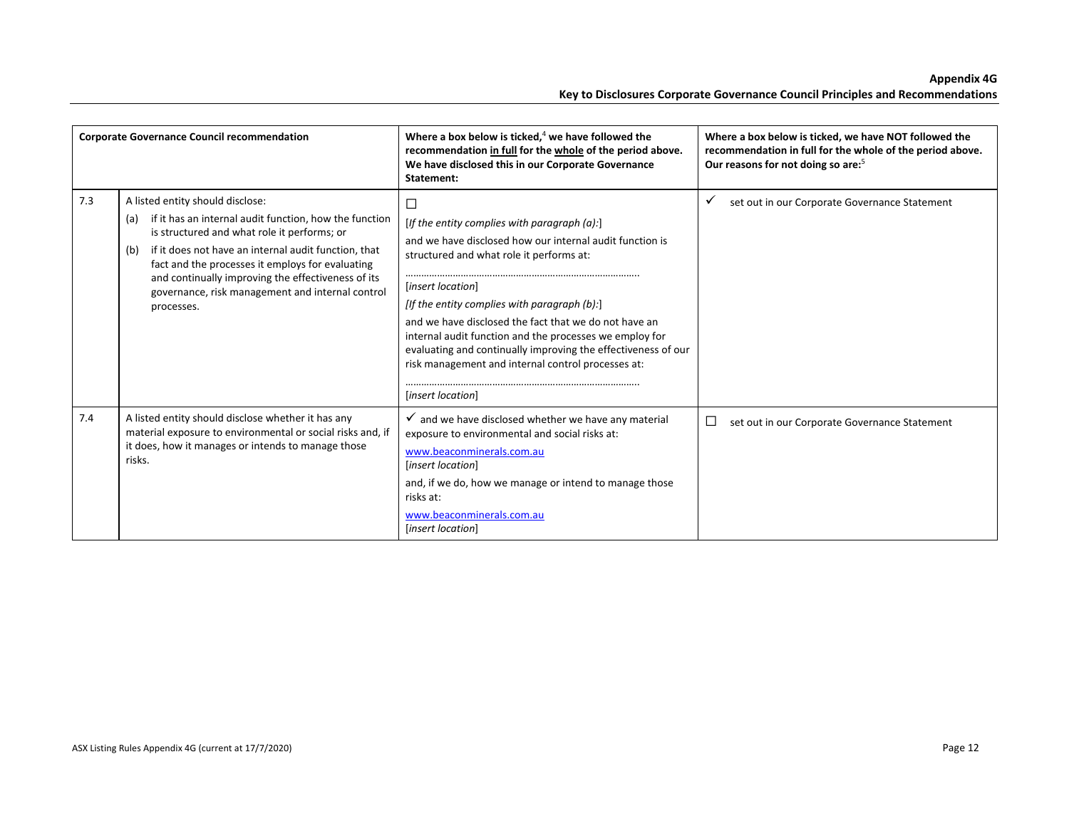| Corporate Governance Council recommendation | | Where a box below is ticked,[4] we have followed the recommendation in full for the whole of the period above. We have disclosed this in our Corporate Governance Statement: | Where a box below is ticked, we have NOT followed the recommendation in full for the whole of the period above. Our reasons for not doing so are:[5] |
|---|---|---|---|
| 7.3 | A listed entity should disclose:<br>(a) if it has an internal audit function, how the function is structured and what role it performs; or<br>(b) if it does not have an internal audit function, that fact and the processes it employs for evaluating and continually improving the effectiveness of its governance, risk management and internal control processes. | ☐<br>*[If the entity complies with paragraph (a):]*<br>and we have disclosed how our internal audit function is structured and what role it performs at:<br>……………………………………………………………………..<br>[*insert location*]<br>*[If the entity complies with paragraph (b):]*<br>and we have disclosed the fact that we do not have an internal audit function and the processes we employ for evaluating and continually improving the effectiveness of our risk management and internal control processes at:<br>……………………………………………………………………..<br>[*insert location*] | ✓ set out in our Corporate Governance Statement |
| 7.4 | A listed entity should disclose whether it has any material exposure to environmental or social risks and, if it does, how it manages or intends to manage those risks. | ✓ and we have disclosed whether we have any material exposure to environmental and social risks at:<br>www.beaconminerals.com.au<br>[*insert location*]<br>and, if we do, how we manage or intend to manage those risks at:<br>www.beaconminerals.com.au<br>[*insert location*] | ☐ set out in our Corporate Governance Statement |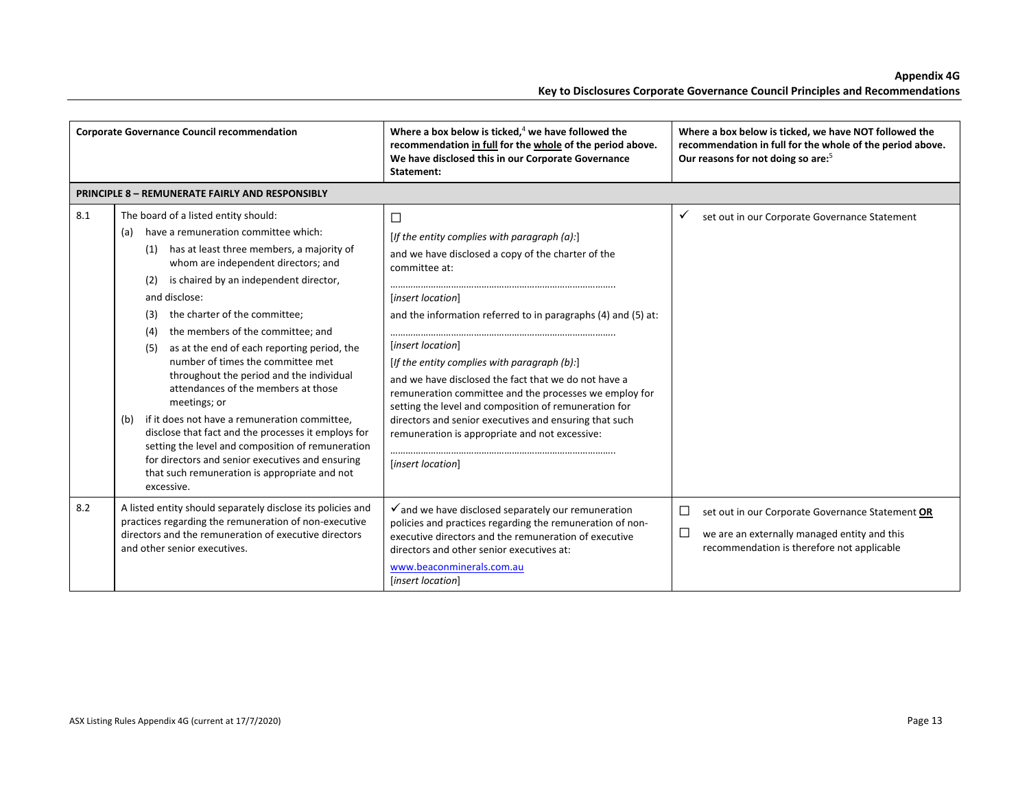| Corporate Governance Council recommendation | | Where a box below is ticked,[4] we have followed the recommendation in full for the whole of the period above. We have disclosed this in our Corporate Governance Statement: | Where a box below is ticked, we have NOT followed the recommendation in full for the whole of the period above. Our reasons for not doing so are:[5] |
|---|---|---|---|
| **PRINCIPLE 8 – REMUNERATE FAIRLY AND RESPONSIBLY** | | | |
| 8.1 | The board of a listed entity should:<br>(a) have a remuneration committee which:<br>(1) has at least three members, a majority of whom are independent directors; and<br>(2) is chaired by an independent director,<br>and disclose:<br>(3) the charter of the committee;<br>(4) the members of the committee; and<br>(5) as at the end of each reporting period, the number of times the committee met throughout the period and the individual attendances of the members at those meetings; or<br>(b) if it does not have a remuneration committee, disclose that fact and the processes it employs for setting the level and composition of remuneration for directors and senior executives and ensuring that such remuneration is appropriate and not excessive. | ☐<br>[*If the entity complies with paragraph (a):*]<br>and we have disclosed a copy of the charter of the committee at:<br>……………………………………………………………………..<br>[*insert location*]<br>and the information referred to in paragraphs (4) and (5) at:<br>……………………………………………………………………..<br>[*insert location*]<br>[*If the entity complies with paragraph (b):*]<br>and we have disclosed the fact that we do not have a remuneration committee and the processes we employ for setting the level and composition of remuneration for directors and senior executives and ensuring that such remuneration is appropriate and not excessive:<br>……………………………………………………………………..<br>[*insert location*] | ✓ set out in our Corporate Governance Statement |
| 8.2 | A listed entity should separately disclose its policies and practices regarding the remuneration of non-executive directors and the remuneration of executive directors and other senior executives. | ✓ and we have disclosed separately our remuneration policies and practices regarding the remuneration of non-executive directors and the remuneration of executive directors and other senior executives at:<br>www.beaconminerals.com.au<br>[*insert location*] | ☐ set out in our Corporate Governance Statement **OR**<br>☐ we are an externally managed entity and this recommendation is therefore not applicable |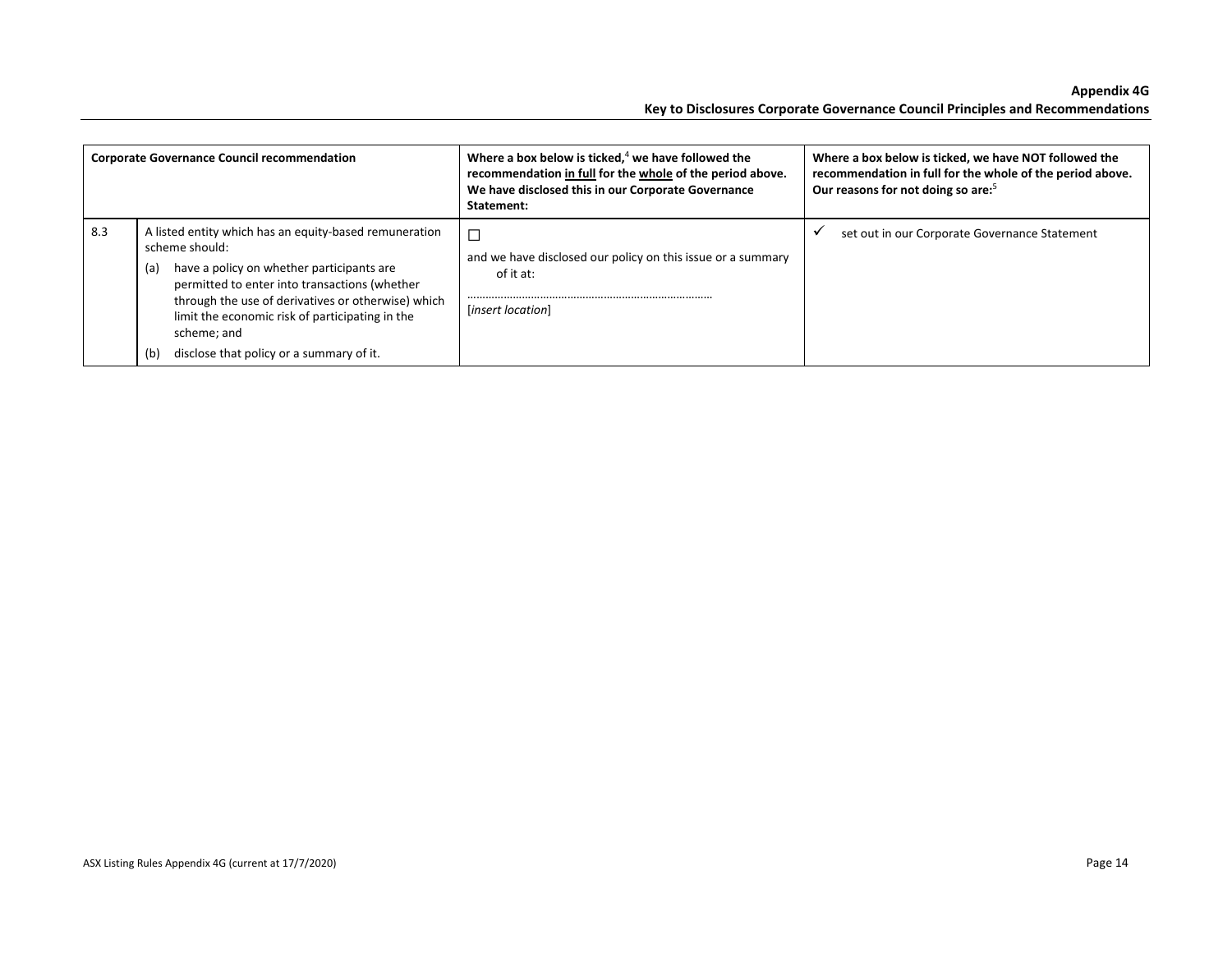| Corporate Governance Council recommendation | | Where a box below is ticked,[4] we have followed the recommendation in full for the whole of the period above. We have disclosed this in our Corporate Governance Statement: | Where a box below is ticked, we have NOT followed the recommendation in full for the whole of the period above. Our reasons for not doing so are:[5] |
|---|---|---|---|
| 8.3 | A listed entity which has an equity-based remuneration scheme should: (a) have a policy on whether participants are permitted to enter into transactions (whether through the use of derivatives or otherwise) which limit the economic risk of participating in the scheme; and (b) disclose that policy or a summary of it. | ☐ and we have disclosed our policy on this issue or a summary of it at: ……………………………………………………………… [*insert location*] | ✓ set out in our Corporate Governance Statement |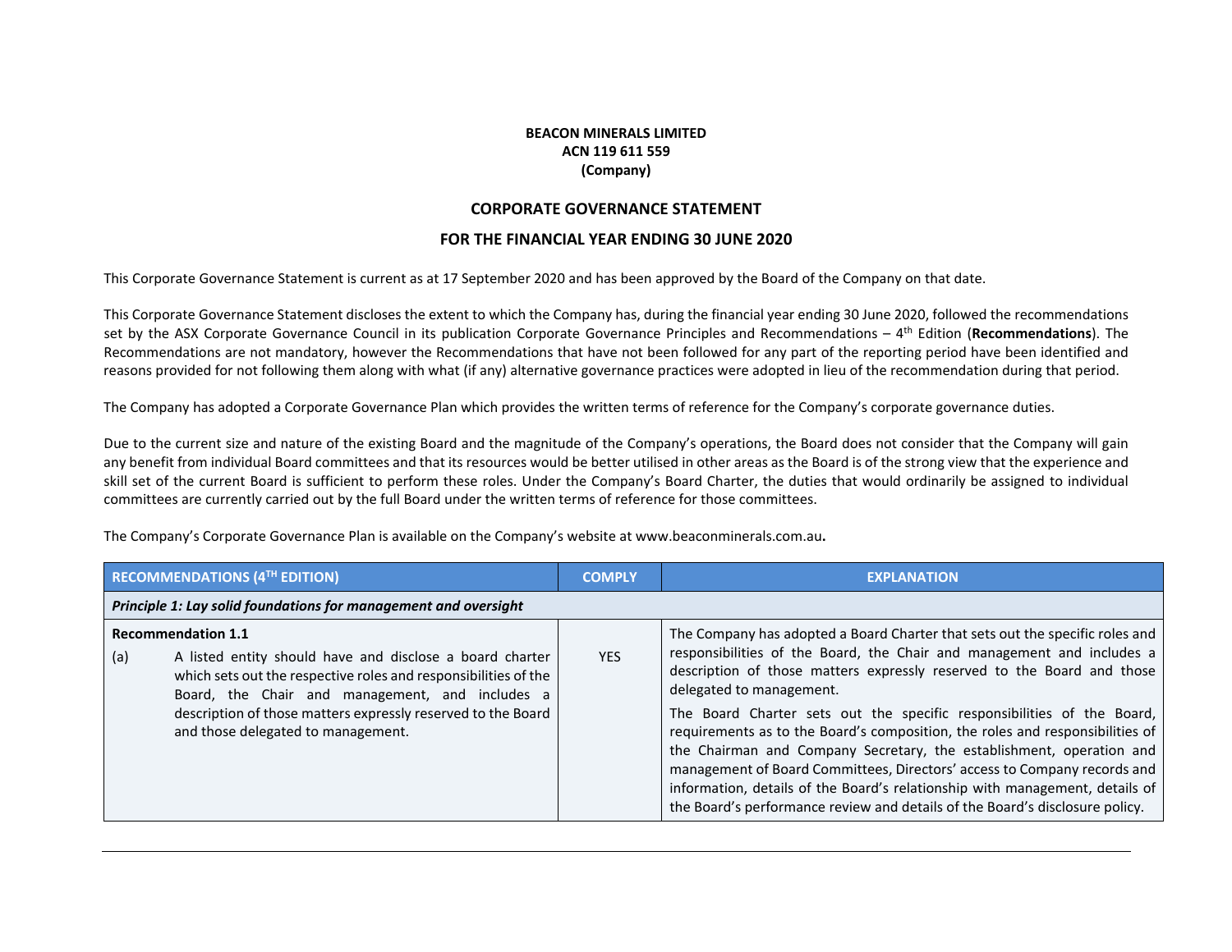**BEACON MINERALS LIMITED**
**ACN 119 611 559**
**(Company)**

## CORPORATE GOVERNANCE STATEMENT

## FOR THE FINANCIAL YEAR ENDING 30 JUNE 2020

This Corporate Governance Statement is current as at 17 September 2020 and has been approved by the Board of the Company on that date.

This Corporate Governance Statement discloses the extent to which the Company has, during the financial year ending 30 June 2020, followed the recommendations set by the ASX Corporate Governance Council in its publication Corporate Governance Principles and Recommendations – 4th Edition (**Recommendations**). The Recommendations are not mandatory, however the Recommendations that have not been followed for any part of the reporting period have been identified and reasons provided for not following them along with what (if any) alternative governance practices were adopted in lieu of the recommendation during that period.

The Company has adopted a Corporate Governance Plan which provides the written terms of reference for the Company's corporate governance duties.

Due to the current size and nature of the existing Board and the magnitude of the Company's operations, the Board does not consider that the Company will gain any benefit from individual Board committees and that its resources would be better utilised in other areas as the Board is of the strong view that the experience and skill set of the current Board is sufficient to perform these roles. Under the Company's Board Charter, the duties that would ordinarily be assigned to individual committees are currently carried out by the full Board under the written terms of reference for those committees.

The Company's Corporate Governance Plan is available on the Company's website at www.beaconminerals.com.au**.**

| RECOMMENDATIONS (4TH EDITION) | COMPLY | EXPLANATION |
|---|---|---|
| ***Principle 1: Lay solid foundations for management and oversight*** | | |
| **Recommendation 1.1**<br>(a) A listed entity should have and disclose a board charter which sets out the respective roles and responsibilities of the Board, the Chair and management, and includes a description of those matters expressly reserved to the Board and those delegated to management. | YES | The Company has adopted a Board Charter that sets out the specific roles and responsibilities of the Board, the Chair and management and includes a description of those matters expressly reserved to the Board and those delegated to management.<br>The Board Charter sets out the specific responsibilities of the Board, requirements as to the Board's composition, the roles and responsibilities of the Chairman and Company Secretary, the establishment, operation and management of Board Committees, Directors' access to Company records and information, details of the Board's relationship with management, details of the Board's performance review and details of the Board's disclosure policy. |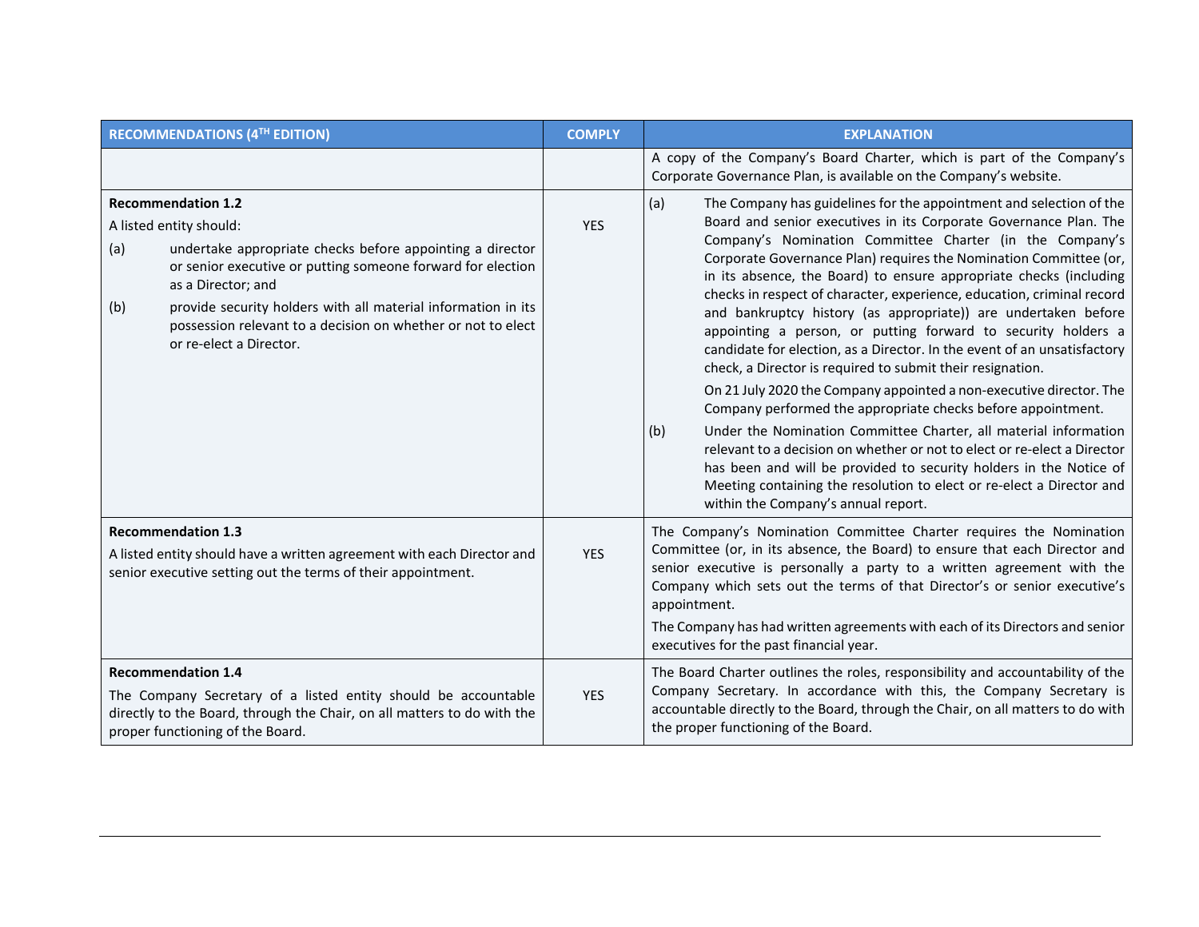| RECOMMENDATIONS (4TH EDITION) | COMPLY | EXPLANATION |
| --- | --- | --- |
| | | A copy of the Company's Board Charter, which is part of the Company's Corporate Governance Plan, is available on the Company's website. |
| **Recommendation 1.2**<br>A listed entity should:<br>(a) undertake appropriate checks before appointing a director or senior executive or putting someone forward for election as a Director; and<br>(b) provide security holders with all material information in its possession relevant to a decision on whether or not to elect or re-elect a Director. | YES | (a) The Company has guidelines for the appointment and selection of the Board and senior executives in its Corporate Governance Plan. The Company's Nomination Committee Charter (in the Company's Corporate Governance Plan) requires the Nomination Committee (or, in its absence, the Board) to ensure appropriate checks (including checks in respect of character, experience, education, criminal record and bankruptcy history (as appropriate)) are undertaken before appointing a person, or putting forward to security holders a candidate for election, as a Director. In the event of an unsatisfactory check, a Director is required to submit their resignation.<br>On 21 July 2020 the Company appointed a non-executive director. The Company performed the appropriate checks before appointment.<br>(b) Under the Nomination Committee Charter, all material information relevant to a decision on whether or not to elect or re-elect a Director has been and will be provided to security holders in the Notice of Meeting containing the resolution to elect or re-elect a Director and within the Company's annual report. |
| **Recommendation 1.3**<br>A listed entity should have a written agreement with each Director and senior executive setting out the terms of their appointment. | YES | The Company's Nomination Committee Charter requires the Nomination Committee (or, in its absence, the Board) to ensure that each Director and senior executive is personally a party to a written agreement with the Company which sets out the terms of that Director's or senior executive's appointment.<br>The Company has had written agreements with each of its Directors and senior executives for the past financial year. |
| **Recommendation 1.4**<br>The Company Secretary of a listed entity should be accountable directly to the Board, through the Chair, on all matters to do with the proper functioning of the Board. | YES | The Board Charter outlines the roles, responsibility and accountability of the Company Secretary. In accordance with this, the Company Secretary is accountable directly to the Board, through the Chair, on all matters to do with the proper functioning of the Board. |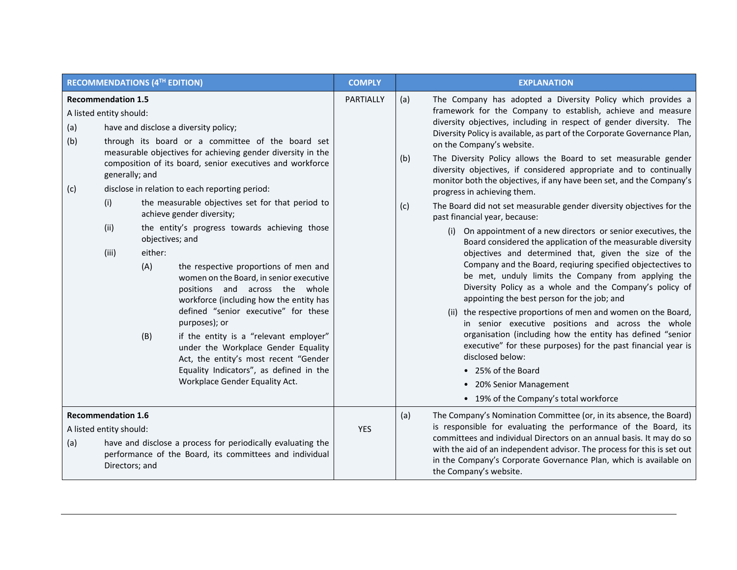| RECOMMENDATIONS (4TH EDITION) | COMPLY | EXPLANATION |
| --- | --- | --- |
| **Recommendation 1.5**<br>A listed entity should:<br>(a) have and disclose a diversity policy;<br>(b) through its board or a committee of the board set measurable objectives for achieving gender diversity in the composition of its board, senior executives and workforce generally; and<br>(c) disclose in relation to each reporting period:<br>(i) the measurable objectives set for that period to achieve gender diversity;<br>(ii) the entity's progress towards achieving those objectives; and<br>(iii) either:<br>(A) the respective proportions of men and women on the Board, in senior executive positions and across the whole workforce (including how the entity has defined "senior executive" for these purposes); or<br>(B) if the entity is a "relevant employer" under the Workplace Gender Equality Act, the entity's most recent "Gender Equality Indicators", as defined in the Workplace Gender Equality Act. | PARTIALLY | (a) The Company has adopted a Diversity Policy which provides a framework for the Company to establish, achieve and measure diversity objectives, including in respect of gender diversity. The Diversity Policy is available, as part of the Corporate Governance Plan, on the Company's website.<br>(b) The Diversity Policy allows the Board to set measurable gender diversity objectives, if considered appropriate and to continually monitor both the objectives, if any have been set, and the Company's progress in achieving them.<br>(c) The Board did not set measurable gender diversity objectives for the past financial year, because:<br>(i) On appointment of a new directors or senior executives, the Board considered the application of the measurable diversity objectives and determined that, given the size of the Company and the Board, reqiuring specified objectectives to be met, unduly limits the Company from applying the Diversity Policy as a whole and the Company's policy of appointing the best person for the job; and<br>(ii) the respective proportions of men and women on the Board, in senior executive positions and across the whole organisation (including how the entity has defined "senior executive" for these purposes) for the past financial year is disclosed below:<br>• 25% of the Board<br>• 20% Senior Management<br>• 19% of the Company's total workforce |
| **Recommendation 1.6**<br>A listed entity should:<br>(a) have and disclose a process for periodically evaluating the performance of the Board, its committees and individual Directors; and | YES | (a) The Company's Nomination Committee (or, in its absence, the Board) is responsible for evaluating the performance of the Board, its committees and individual Directors on an annual basis. It may do so with the aid of an independent advisor. The process for this is set out in the Company's Corporate Governance Plan, which is available on the Company's website. |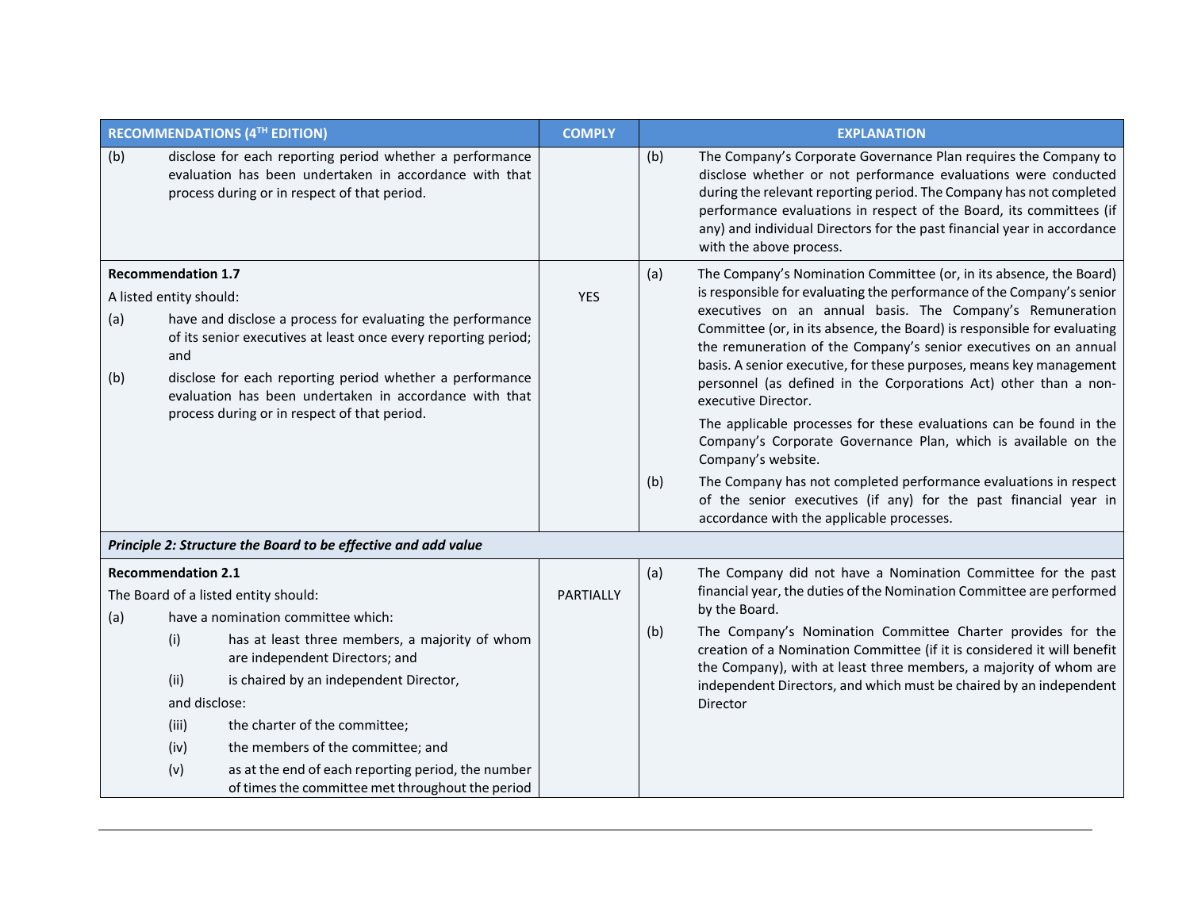| RECOMMENDATIONS (4TH EDITION) | COMPLY | EXPLANATION |
|---|---|---|
| (b) disclose for each reporting period whether a performance evaluation has been undertaken in accordance with that process during or in respect of that period. | | (b) The Company's Corporate Governance Plan requires the Company to disclose whether or not performance evaluations were conducted during the relevant reporting period. The Company has not completed performance evaluations in respect of the Board, its committees (if any) and individual Directors for the past financial year in accordance with the above process. |
| **Recommendation 1.7**<br>A listed entity should:<br>(a) have and disclose a process for evaluating the performance of its senior executives at least once every reporting period; and<br>(b) disclose for each reporting period whether a performance evaluation has been undertaken in accordance with that process during or in respect of that period. | YES | (a) The Company's Nomination Committee (or, in its absence, the Board) is responsible for evaluating the performance of the Company's senior executives on an annual basis. The Company's Remuneration Committee (or, in its absence, the Board) is responsible for evaluating the remuneration of the Company's senior executives on an annual basis. A senior executive, for these purposes, means key management personnel (as defined in the Corporations Act) other than a non-executive Director.<br>The applicable processes for these evaluations can be found in the Company's Corporate Governance Plan, which is available on the Company's website.<br>(b) The Company has not completed performance evaluations in respect of the senior executives (if any) for the past financial year in accordance with the applicable processes. |
| ***Principle 2: Structure the Board to be effective and add value*** | | |
| **Recommendation 2.1**<br>The Board of a listed entity should:<br>(a) have a nomination committee which:<br>(i) has at least three members, a majority of whom are independent Directors; and<br>(ii) is chaired by an independent Director,<br>and disclose:<br>(iii) the charter of the committee;<br>(iv) the members of the committee; and<br>(v) as at the end of each reporting period, the number of times the committee met throughout the period | PARTIALLY | (a) The Company did not have a Nomination Committee for the past financial year, the duties of the Nomination Committee are performed by the Board.<br>(b) The Company's Nomination Committee Charter provides for the creation of a Nomination Committee (if it is considered it will benefit the Company), with at least three members, a majority of whom are independent Directors, and which must be chaired by an independent Director |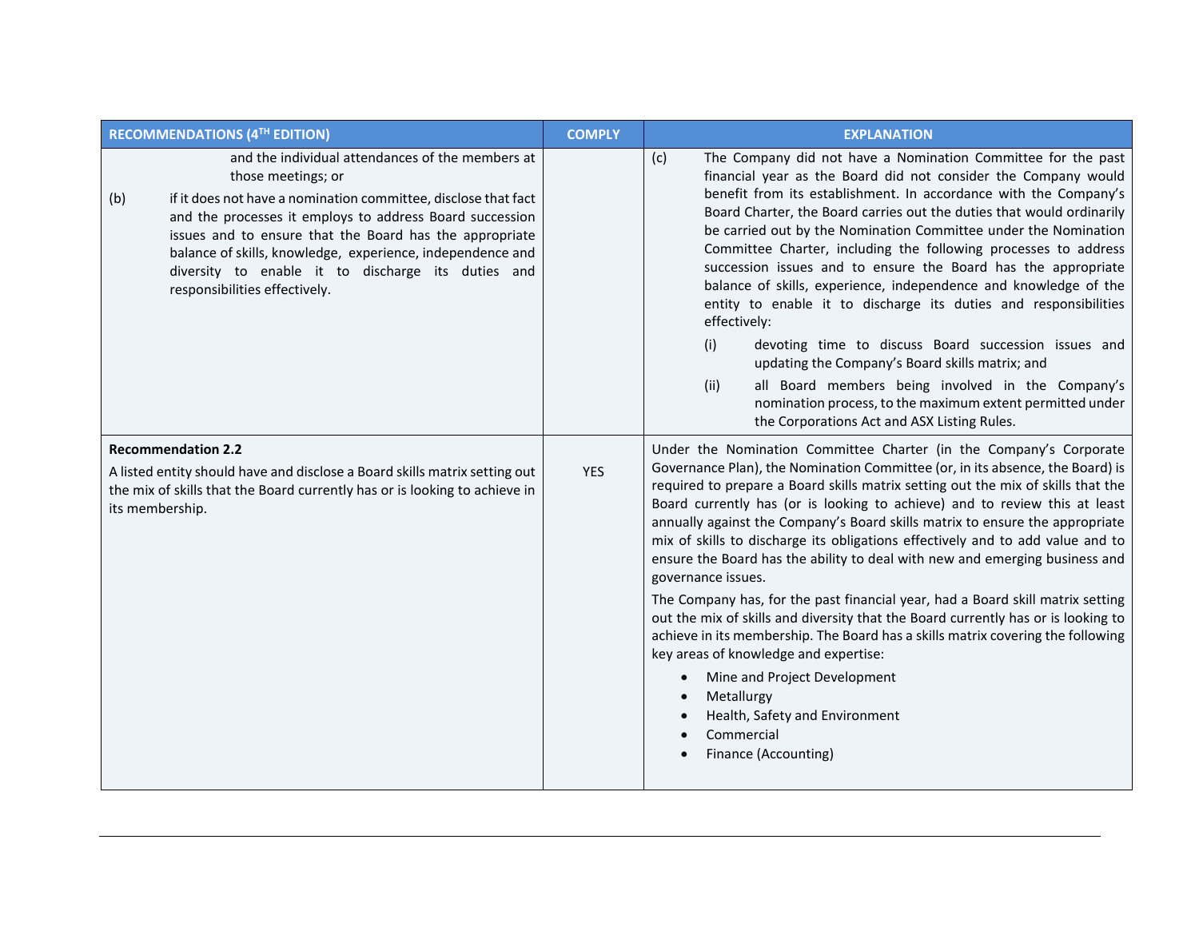| RECOMMENDATIONS (4TH EDITION) | COMPLY | EXPLANATION |
|---|---|---|
| and the individual attendances of the members at those meetings; or<br><br>(b) if it does not have a nomination committee, disclose that fact and the processes it employs to address Board succession issues and to ensure that the Board has the appropriate balance of skills, knowledge, experience, independence and diversity to enable it to discharge its duties and responsibilities effectively. | | (c) The Company did not have a Nomination Committee for the past financial year as the Board did not consider the Company would benefit from its establishment. In accordance with the Company's Board Charter, the Board carries out the duties that would ordinarily be carried out by the Nomination Committee under the Nomination Committee Charter, including the following processes to address succession issues and to ensure the Board has the appropriate balance of skills, experience, independence and knowledge of the entity to enable it to discharge its duties and responsibilities effectively:<br><br>(i) devoting time to discuss Board succession issues and updating the Company's Board skills matrix; and<br><br>(ii) all Board members being involved in the Company's nomination process, to the maximum extent permitted under the Corporations Act and ASX Listing Rules. |
| **Recommendation 2.2**<br><br>A listed entity should have and disclose a Board skills matrix setting out the mix of skills that the Board currently has or is looking to achieve in its membership. | YES | Under the Nomination Committee Charter (in the Company's Corporate Governance Plan), the Nomination Committee (or, in its absence, the Board) is required to prepare a Board skills matrix setting out the mix of skills that the Board currently has (or is looking to achieve) and to review this at least annually against the Company's Board skills matrix to ensure the appropriate mix of skills to discharge its obligations effectively and to add value and to ensure the Board has the ability to deal with new and emerging business and governance issues.<br><br>The Company has, for the past financial year, had a Board skill matrix setting out the mix of skills and diversity that the Board currently has or is looking to achieve in its membership. The Board has a skills matrix covering the following key areas of knowledge and expertise:<br><br>• Mine and Project Development<br>• Metallurgy<br>• Health, Safety and Environment<br>• Commercial<br>• Finance (Accounting) |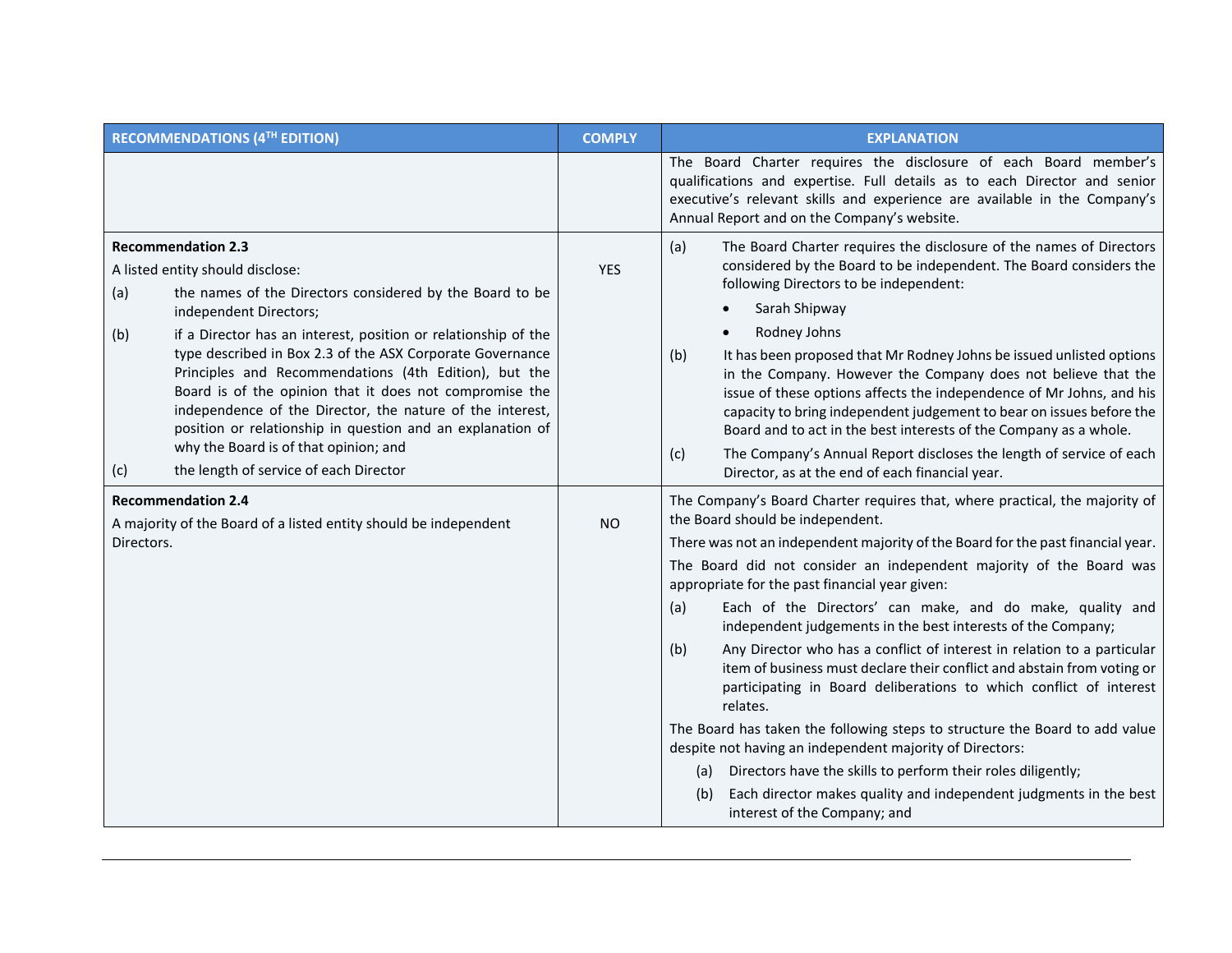| RECOMMENDATIONS (4TH EDITION) | COMPLY | EXPLANATION |
|---|---|---|
| | | The Board Charter requires the disclosure of each Board member's qualifications and expertise. Full details as to each Director and senior executive's relevant skills and experience are available in the Company's Annual Report and on the Company's website. |
| **Recommendation 2.3**<br>A listed entity should disclose:<br>(a) the names of the Directors considered by the Board to be independent Directors;<br>(b) if a Director has an interest, position or relationship of the type described in Box 2.3 of the ASX Corporate Governance Principles and Recommendations (4th Edition), but the Board is of the opinion that it does not compromise the independence of the Director, the nature of the interest, position or relationship in question and an explanation of why the Board is of that opinion; and<br>(c) the length of service of each Director | YES | (a) The Board Charter requires the disclosure of the names of Directors considered by the Board to be independent. The Board considers the following Directors to be independent:<br>• Sarah Shipway<br>• Rodney Johns<br>(b) It has been proposed that Mr Rodney Johns be issued unlisted options in the Company. However the Company does not believe that the issue of these options affects the independence of Mr Johns, and his capacity to bring independent judgement to bear on issues before the Board and to act in the best interests of the Company as a whole.<br>(c) The Company's Annual Report discloses the length of service of each Director, as at the end of each financial year. |
| **Recommendation 2.4**<br>A majority of the Board of a listed entity should be independent Directors. | NO | The Company's Board Charter requires that, where practical, the majority of the Board should be independent.<br>There was not an independent majority of the Board for the past financial year.<br>The Board did not consider an independent majority of the Board was appropriate for the past financial year given:<br>(a) Each of the Directors' can make, and do make, quality and independent judgements in the best interests of the Company;<br>(b) Any Director who has a conflict of interest in relation to a particular item of business must declare their conflict and abstain from voting or participating in Board deliberations to which conflict of interest relates.<br>The Board has taken the following steps to structure the Board to add value despite not having an independent majority of Directors:<br>(a) Directors have the skills to perform their roles diligently;<br>(b) Each director makes quality and independent judgments in the best interest of the Company; and |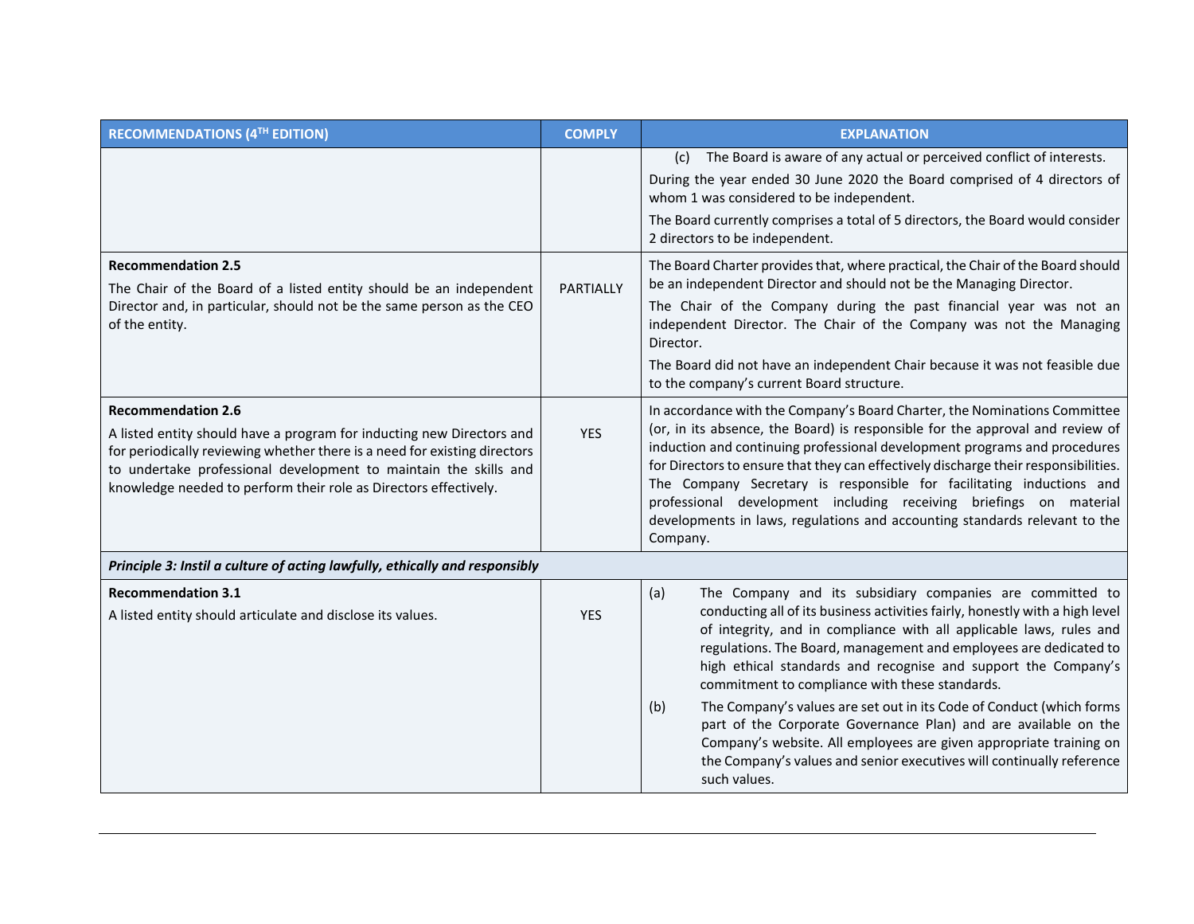| RECOMMENDATIONS (4[TH] EDITION) | COMPLY | EXPLANATION |
| --- | --- | --- |
| | | (c) The Board is aware of any actual or perceived conflict of interests.<br>During the year ended 30 June 2020 the Board comprised of 4 directors of whom 1 was considered to be independent.<br>The Board currently comprises a total of 5 directors, the Board would consider 2 directors to be independent. |
| **Recommendation 2.5**<br>The Chair of the Board of a listed entity should be an independent Director and, in particular, should not be the same person as the CEO of the entity. | PARTIALLY | The Board Charter provides that, where practical, the Chair of the Board should be an independent Director and should not be the Managing Director.<br>The Chair of the Company during the past financial year was not an independent Director. The Chair of the Company was not the Managing Director.<br>The Board did not have an independent Chair because it was not feasible due to the company's current Board structure. |
| **Recommendation 2.6**<br>A listed entity should have a program for inducting new Directors and for periodically reviewing whether there is a need for existing directors to undertake professional development to maintain the skills and knowledge needed to perform their role as Directors effectively. | YES | In accordance with the Company's Board Charter, the Nominations Committee (or, in its absence, the Board) is responsible for the approval and review of induction and continuing professional development programs and procedures for Directors to ensure that they can effectively discharge their responsibilities. The Company Secretary is responsible for facilitating inductions and professional development including receiving briefings on material developments in laws, regulations and accounting standards relevant to the Company. |
| ***Principle 3: Instil a culture of acting lawfully, ethically and responsibly*** | | |
| **Recommendation 3.1**<br>A listed entity should articulate and disclose its values. | YES | (a) The Company and its subsidiary companies are committed to conducting all of its business activities fairly, honestly with a high level of integrity, and in compliance with all applicable laws, rules and regulations. The Board, management and employees are dedicated to high ethical standards and recognise and support the Company's commitment to compliance with these standards.<br>(b) The Company's values are set out in its Code of Conduct (which forms part of the Corporate Governance Plan) and are available on the Company's website. All employees are given appropriate training on the Company's values and senior executives will continually reference such values. |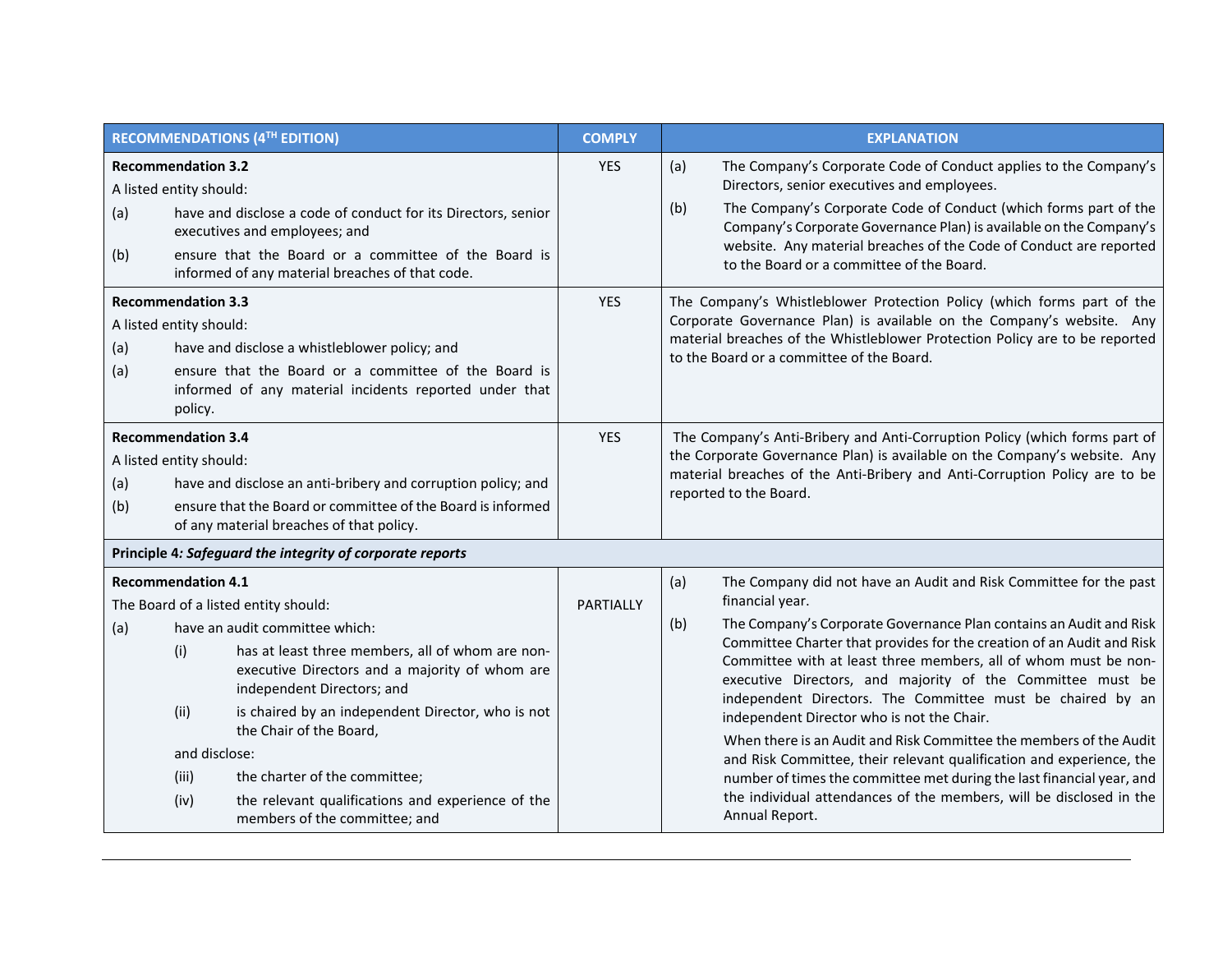| RECOMMENDATIONS (4TH EDITION) | COMPLY | EXPLANATION |
|---|---|---|
| **Recommendation 3.2**<br>A listed entity should:<br>(a) have and disclose a code of conduct for its Directors, senior executives and employees; and<br>(b) ensure that the Board or a committee of the Board is informed of any material breaches of that code. | YES | (a) The Company's Corporate Code of Conduct applies to the Company's Directors, senior executives and employees.<br>(b) The Company's Corporate Code of Conduct (which forms part of the Company's Corporate Governance Plan) is available on the Company's website. Any material breaches of the Code of Conduct are reported to the Board or a committee of the Board. |
| **Recommendation 3.3**<br>A listed entity should:<br>(a) have and disclose a whistleblower policy; and<br>(a) ensure that the Board or a committee of the Board is informed of any material incidents reported under that policy. | YES | The Company's Whistleblower Protection Policy (which forms part of the Corporate Governance Plan) is available on the Company's website. Any material breaches of the Whistleblower Protection Policy are to be reported to the Board or a committee of the Board. |
| **Recommendation 3.4**<br>A listed entity should:<br>(a) have and disclose an anti-bribery and corruption policy; and<br>(b) ensure that the Board or committee of the Board is informed of any material breaches of that policy. | YES | The Company's Anti-Bribery and Anti-Corruption Policy (which forms part of the Corporate Governance Plan) is available on the Company's website. Any material breaches of the Anti-Bribery and Anti-Corruption Policy are to be reported to the Board. |
| **Principle 4*: Safeguard the integrity of corporate reports*** | | |
| **Recommendation 4.1**<br>The Board of a listed entity should:<br>(a) have an audit committee which:<br>(i) has at least three members, all of whom are non-executive Directors and a majority of whom are independent Directors; and<br>(ii) is chaired by an independent Director, who is not the Chair of the Board,<br>and disclose:<br>(iii) the charter of the committee;<br>(iv) the relevant qualifications and experience of the members of the committee; and | PARTIALLY | (a) The Company did not have an Audit and Risk Committee for the past financial year.<br>(b) The Company's Corporate Governance Plan contains an Audit and Risk Committee Charter that provides for the creation of an Audit and Risk Committee with at least three members, all of whom must be non-executive Directors, and majority of the Committee must be independent Directors. The Committee must be chaired by an independent Director who is not the Chair.<br>When there is an Audit and Risk Committee the members of the Audit and Risk Committee, their relevant qualification and experience, the number of times the committee met during the last financial year, and the individual attendances of the members, will be disclosed in the Annual Report. |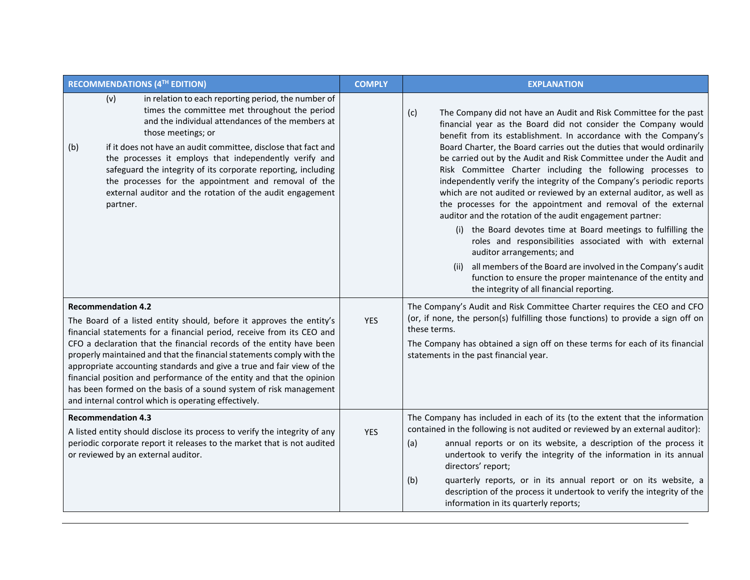| RECOMMENDATIONS (4TH EDITION) | COMPLY | EXPLANATION |
|---|---|---|
| (v) in relation to each reporting period, the number of times the committee met throughout the period and the individual attendances of the members at those meetings; or<br><br>(b) if it does not have an audit committee, disclose that fact and the processes it employs that independently verify and safeguard the integrity of its corporate reporting, including the processes for the appointment and removal of the external auditor and the rotation of the audit engagement partner. | | (c) The Company did not have an Audit and Risk Committee for the past financial year as the Board did not consider the Company would benefit from its establishment. In accordance with the Company's Board Charter, the Board carries out the duties that would ordinarily be carried out by the Audit and Risk Committee under the Audit and Risk Committee Charter including the following processes to independently verify the integrity of the Company's periodic reports which are not audited or reviewed by an external auditor, as well as the processes for the appointment and removal of the external auditor and the rotation of the audit engagement partner:<br>(i) the Board devotes time at Board meetings to fulfilling the roles and responsibilities associated with with external auditor arrangements; and<br>(ii) all members of the Board are involved in the Company's audit function to ensure the proper maintenance of the entity and the integrity of all financial reporting. |
| **Recommendation 4.2**<br>The Board of a listed entity should, before it approves the entity's financial statements for a financial period, receive from its CEO and CFO a declaration that the financial records of the entity have been properly maintained and that the financial statements comply with the appropriate accounting standards and give a true and fair view of the financial position and performance of the entity and that the opinion has been formed on the basis of a sound system of risk management and internal control which is operating effectively. | YES | The Company's Audit and Risk Committee Charter requires the CEO and CFO (or, if none, the person(s) fulfilling those functions) to provide a sign off on these terms.<br>The Company has obtained a sign off on these terms for each of its financial statements in the past financial year. |
| **Recommendation 4.3**<br>A listed entity should disclose its process to verify the integrity of any periodic corporate report it releases to the market that is not audited or reviewed by an external auditor. | YES | The Company has included in each of its (to the extent that the information contained in the following is not audited or reviewed by an external auditor):<br>(a) annual reports or on its website, a description of the process it undertook to verify the integrity of the information in its annual directors' report;<br>(b) quarterly reports, or in its annual report or on its website, a description of the process it undertook to verify the integrity of the information in its quarterly reports; |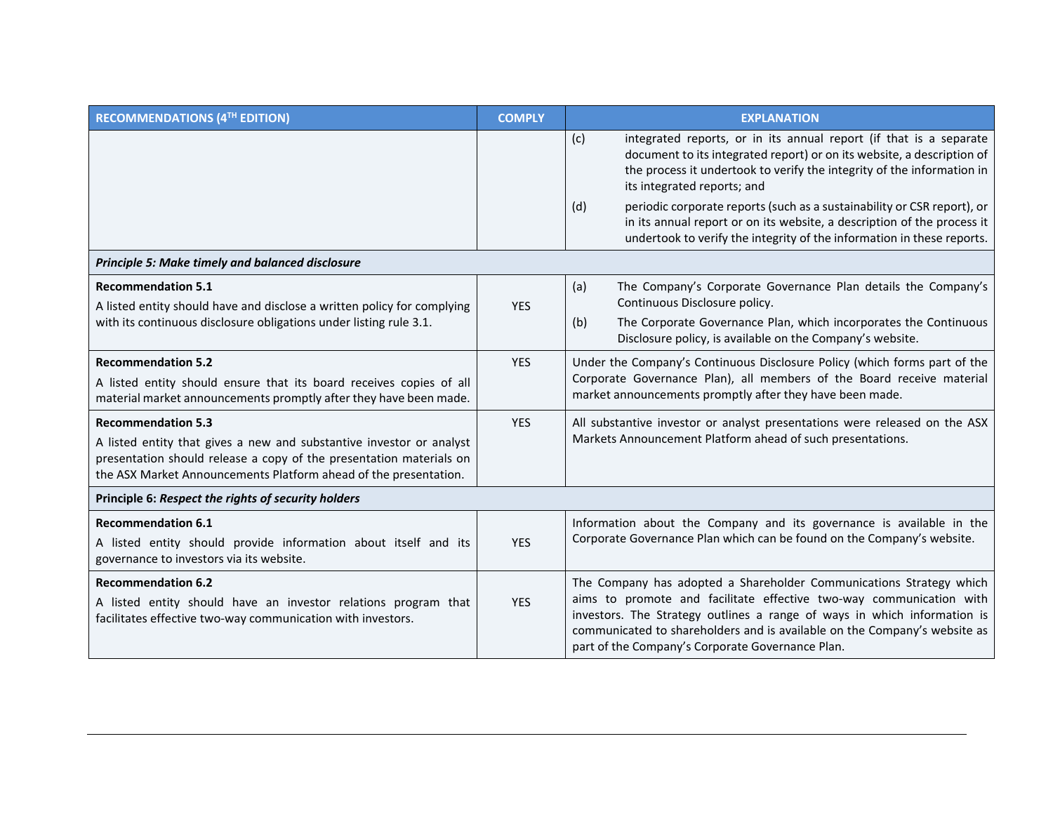| RECOMMENDATIONS (4TH EDITION) | COMPLY | EXPLANATION |
| --- | --- | --- |
| | | (c) integrated reports, or in its annual report (if that is a separate document to its integrated report) or on its website, a description of the process it undertook to verify the integrity of the information in its integrated reports; and<br>(d) periodic corporate reports (such as a sustainability or CSR report), or in its annual report or on its website, a description of the process it undertook to verify the integrity of the information in these reports. |
| ***Principle 5: Make timely and balanced disclosure*** | | |
| **Recommendation 5.1**<br>A listed entity should have and disclose a written policy for complying with its continuous disclosure obligations under listing rule 3.1. | YES | (a) The Company's Corporate Governance Plan details the Company's Continuous Disclosure policy.<br>(b) The Corporate Governance Plan, which incorporates the Continuous Disclosure policy, is available on the Company's website. |
| **Recommendation 5.2**<br>A listed entity should ensure that its board receives copies of all material market announcements promptly after they have been made. | YES | Under the Company's Continuous Disclosure Policy (which forms part of the Corporate Governance Plan), all members of the Board receive material market announcements promptly after they have been made. |
| **Recommendation 5.3**<br>A listed entity that gives a new and substantive investor or analyst presentation should release a copy of the presentation materials on the ASX Market Announcements Platform ahead of the presentation. | YES | All substantive investor or analyst presentations were released on the ASX Markets Announcement Platform ahead of such presentations. |
| **Principle 6: *Respect the rights of security holders*** | | |
| **Recommendation 6.1**<br>A listed entity should provide information about itself and its governance to investors via its website. | YES | Information about the Company and its governance is available in the Corporate Governance Plan which can be found on the Company's website. |
| **Recommendation 6.2**<br>A listed entity should have an investor relations program that facilitates effective two-way communication with investors. | YES | The Company has adopted a Shareholder Communications Strategy which aims to promote and facilitate effective two-way communication with investors. The Strategy outlines a range of ways in which information is communicated to shareholders and is available on the Company's website as part of the Company's Corporate Governance Plan. |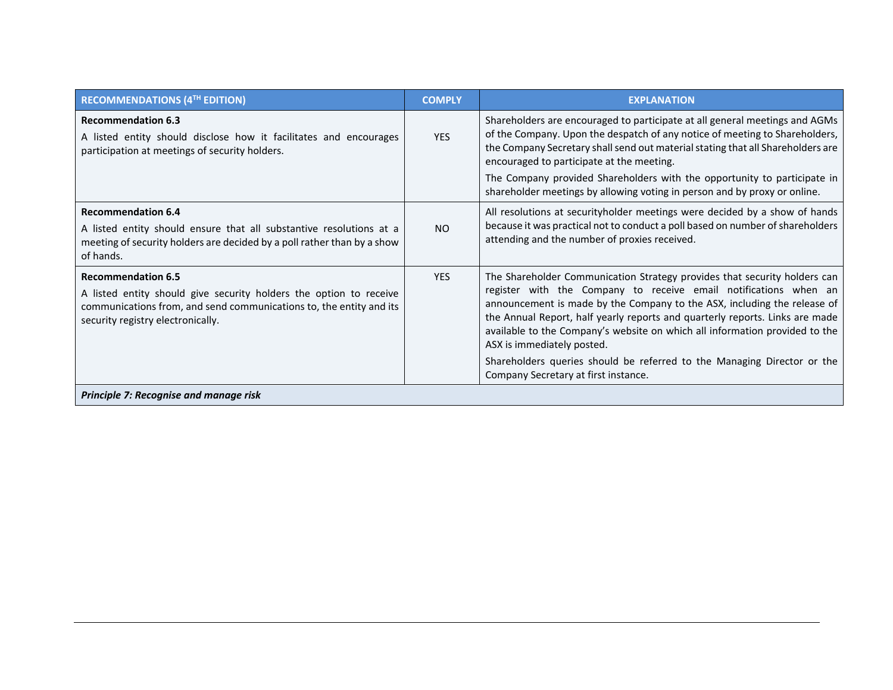| RECOMMENDATIONS (4TH EDITION) | COMPLY | EXPLANATION |
| --- | --- | --- |
| **Recommendation 6.3**<br>A listed entity should disclose how it facilitates and encourages participation at meetings of security holders. | YES | Shareholders are encouraged to participate at all general meetings and AGMs of the Company. Upon the despatch of any notice of meeting to Shareholders, the Company Secretary shall send out material stating that all Shareholders are encouraged to participate at the meeting.<br>The Company provided Shareholders with the opportunity to participate in shareholder meetings by allowing voting in person and by proxy or online. |
| **Recommendation 6.4**<br>A listed entity should ensure that all substantive resolutions at a meeting of security holders are decided by a poll rather than by a show of hands. | NO | All resolutions at securityholder meetings were decided by a show of hands because it was practical not to conduct a poll based on number of shareholders attending and the number of proxies received. |
| **Recommendation 6.5**<br>A listed entity should give security holders the option to receive communications from, and send communications to, the entity and its security registry electronically. | YES | The Shareholder Communication Strategy provides that security holders can register with the Company to receive email notifications when an announcement is made by the Company to the ASX, including the release of the Annual Report, half yearly reports and quarterly reports. Links are made available to the Company's website on which all information provided to the ASX is immediately posted.<br>Shareholders queries should be referred to the Managing Director or the Company Secretary at first instance. |
| ***Principle 7: Recognise and manage risk*** | | |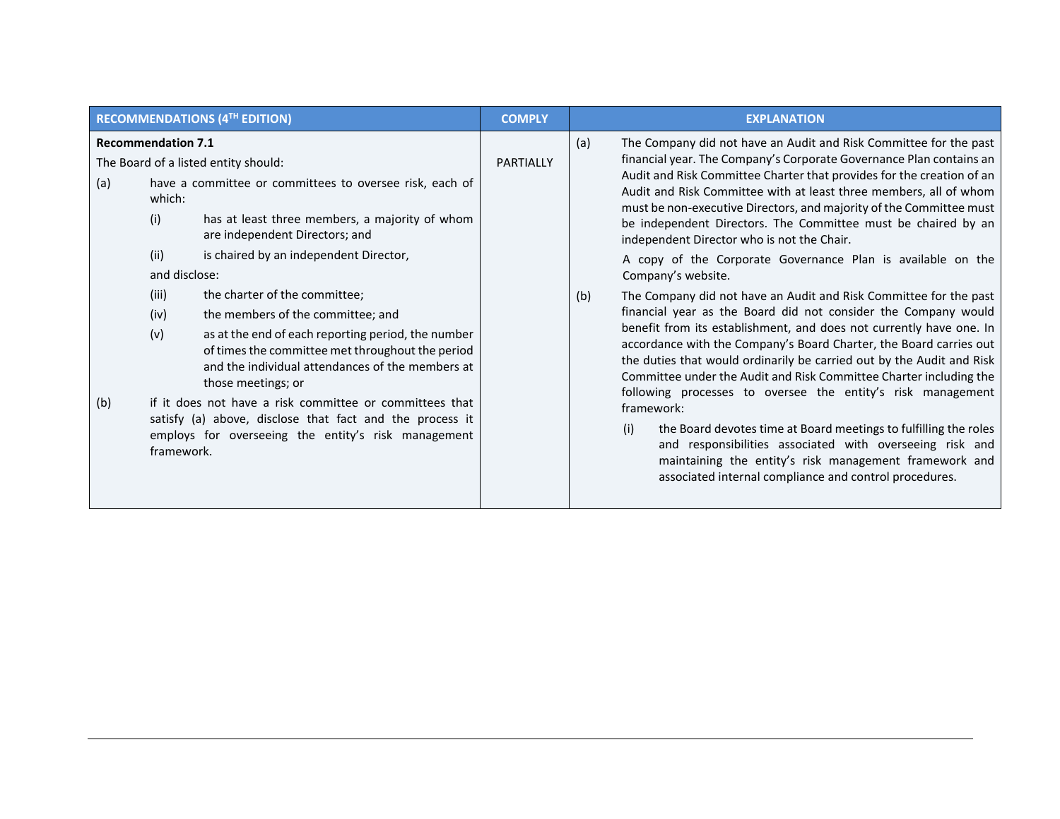| RECOMMENDATIONS (4TH EDITION) | COMPLY | EXPLANATION |
|---|---|---|
| **Recommendation 7.1**<br>The Board of a listed entity should:<br>(a) have a committee or committees to oversee risk, each of which:<br>(i) has at least three members, a majority of whom are independent Directors; and<br>(ii) is chaired by an independent Director,<br>and disclose:<br>(iii) the charter of the committee;<br>(iv) the members of the committee; and<br>(v) as at the end of each reporting period, the number of times the committee met throughout the period and the individual attendances of the members at those meetings; or<br>(b) if it does not have a risk committee or committees that satisfy (a) above, disclose that fact and the process it employs for overseeing the entity's risk management framework. | PARTIALLY | (a) The Company did not have an Audit and Risk Committee for the past financial year. The Company's Corporate Governance Plan contains an Audit and Risk Committee Charter that provides for the creation of an Audit and Risk Committee with at least three members, all of whom must be non-executive Directors, and majority of the Committee must be independent Directors. The Committee must be chaired by an independent Director who is not the Chair.<br>A copy of the Corporate Governance Plan is available on the Company's website.<br>(b) The Company did not have an Audit and Risk Committee for the past financial year as the Board did not consider the Company would benefit from its establishment, and does not currently have one. In accordance with the Company's Board Charter, the Board carries out the duties that would ordinarily be carried out by the Audit and Risk Committee under the Audit and Risk Committee Charter including the following processes to oversee the entity's risk management framework:<br>(i) the Board devotes time at Board meetings to fulfilling the roles and responsibilities associated with overseeing risk and maintaining the entity's risk management framework and associated internal compliance and control procedures. |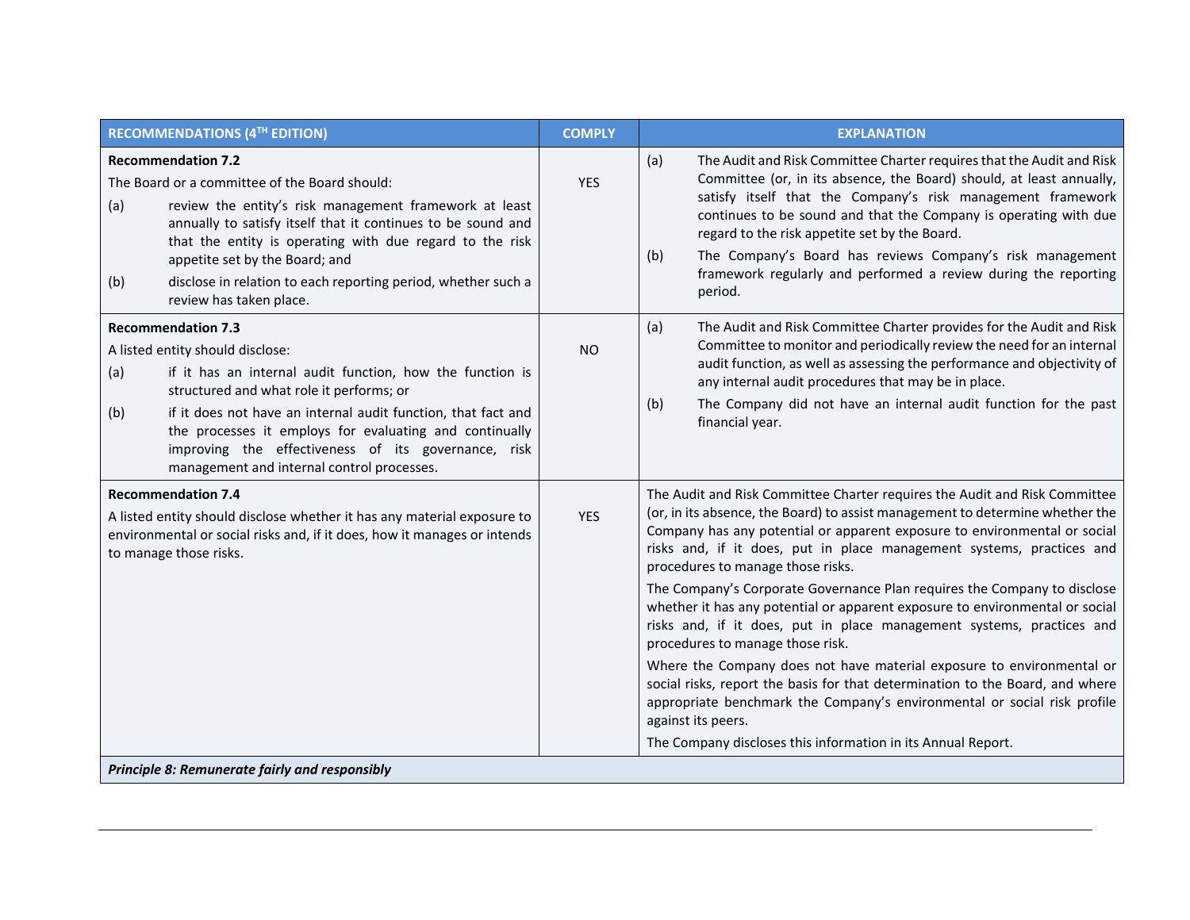| RECOMMENDATIONS (4TH EDITION) | COMPLY | EXPLANATION |
|---|---|---|
| **Recommendation 7.2**<br>The Board or a committee of the Board should:<br>(a) review the entity's risk management framework at least annually to satisfy itself that it continues to be sound and that the entity is operating with due regard to the risk appetite set by the Board; and<br>(b) disclose in relation to each reporting period, whether such a review has taken place. | YES | (a) The Audit and Risk Committee Charter requires that the Audit and Risk Committee (or, in its absence, the Board) should, at least annually, satisfy itself that the Company's risk management framework continues to be sound and that the Company is operating with due regard to the risk appetite set by the Board.<br>(b) The Company's Board has reviews Company's risk management framework regularly and performed a review during the reporting period. |
| **Recommendation 7.3**<br>A listed entity should disclose:<br>(a) if it has an internal audit function, how the function is structured and what role it performs; or<br>(b) if it does not have an internal audit function, that fact and the processes it employs for evaluating and continually improving the effectiveness of its governance, risk management and internal control processes. | NO | (a) The Audit and Risk Committee Charter provides for the Audit and Risk Committee to monitor and periodically review the need for an internal audit function, as well as assessing the performance and objectivity of any internal audit procedures that may be in place.<br>(b) The Company did not have an internal audit function for the past financial year. |
| **Recommendation 7.4**<br>A listed entity should disclose whether it has any material exposure to environmental or social risks and, if it does, how it manages or intends to manage those risks. | YES | The Audit and Risk Committee Charter requires the Audit and Risk Committee (or, in its absence, the Board) to assist management to determine whether the Company has any potential or apparent exposure to environmental or social risks and, if it does, put in place management systems, practices and procedures to manage those risks.<br>The Company's Corporate Governance Plan requires the Company to disclose whether it has any potential or apparent exposure to environmental or social risks and, if it does, put in place management systems, practices and procedures to manage those risk.<br>Where the Company does not have material exposure to environmental or social risks, report the basis for that determination to the Board, and where appropriate benchmark the Company's environmental or social risk profile against its peers.<br>The Company discloses this information in its Annual Report. |
| ***Principle 8: Remunerate fairly and responsibly*** | | |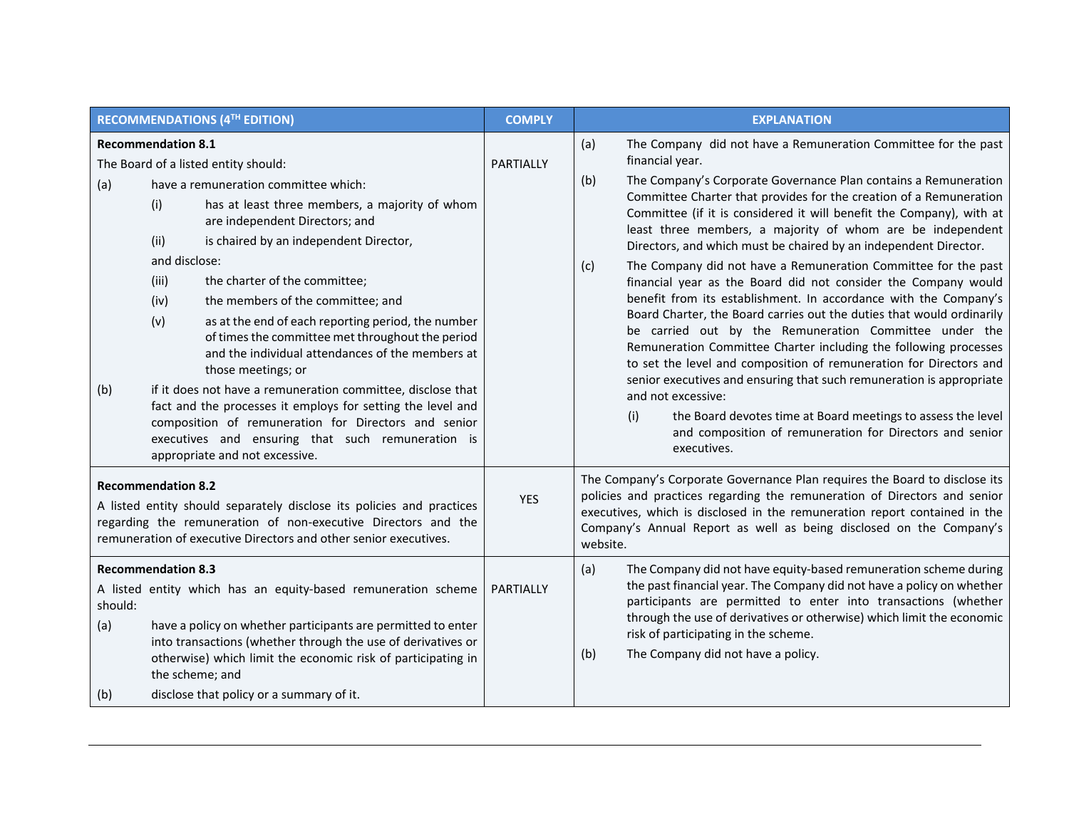| RECOMMENDATIONS (4TH EDITION) | COMPLY | EXPLANATION |
| --- | --- | --- |
| **Recommendation 8.1**<br>The Board of a listed entity should:<br>(a) have a remuneration committee which:<br>(i) has at least three members, a majority of whom are independent Directors; and<br>(ii) is chaired by an independent Director,<br>and disclose:<br>(iii) the charter of the committee;<br>(iv) the members of the committee; and<br>(v) as at the end of each reporting period, the number of times the committee met throughout the period and the individual attendances of the members at those meetings; or<br>(b) if it does not have a remuneration committee, disclose that fact and the processes it employs for setting the level and composition of remuneration for Directors and senior executives and ensuring that such remuneration is appropriate and not excessive. | PARTIALLY | (a) The Company did not have a Remuneration Committee for the past financial year.<br>(b) The Company's Corporate Governance Plan contains a Remuneration Committee Charter that provides for the creation of a Remuneration Committee (if it is considered it will benefit the Company), with at least three members, a majority of whom are be independent Directors, and which must be chaired by an independent Director.<br>(c) The Company did not have a Remuneration Committee for the past financial year as the Board did not consider the Company would benefit from its establishment. In accordance with the Company's Board Charter, the Board carries out the duties that would ordinarily be carried out by the Remuneration Committee under the Remuneration Committee Charter including the following processes to set the level and composition of remuneration for Directors and senior executives and ensuring that such remuneration is appropriate and not excessive:<br>(i) the Board devotes time at Board meetings to assess the level and composition of remuneration for Directors and senior executives. |
| **Recommendation 8.2**<br>A listed entity should separately disclose its policies and practices regarding the remuneration of non-executive Directors and the remuneration of executive Directors and other senior executives. | YES | The Company's Corporate Governance Plan requires the Board to disclose its policies and practices regarding the remuneration of Directors and senior executives, which is disclosed in the remuneration report contained in the Company's Annual Report as well as being disclosed on the Company's website. |
| **Recommendation 8.3**<br>A listed entity which has an equity-based remuneration scheme should:<br>(a) have a policy on whether participants are permitted to enter into transactions (whether through the use of derivatives or otherwise) which limit the economic risk of participating in the scheme; and<br>(b) disclose that policy or a summary of it. | PARTIALLY | (a) The Company did not have equity-based remuneration scheme during the past financial year. The Company did not have a policy on whether participants are permitted to enter into transactions (whether through the use of derivatives or otherwise) which limit the economic risk of participating in the scheme.<br>(b) The Company did not have a policy. |